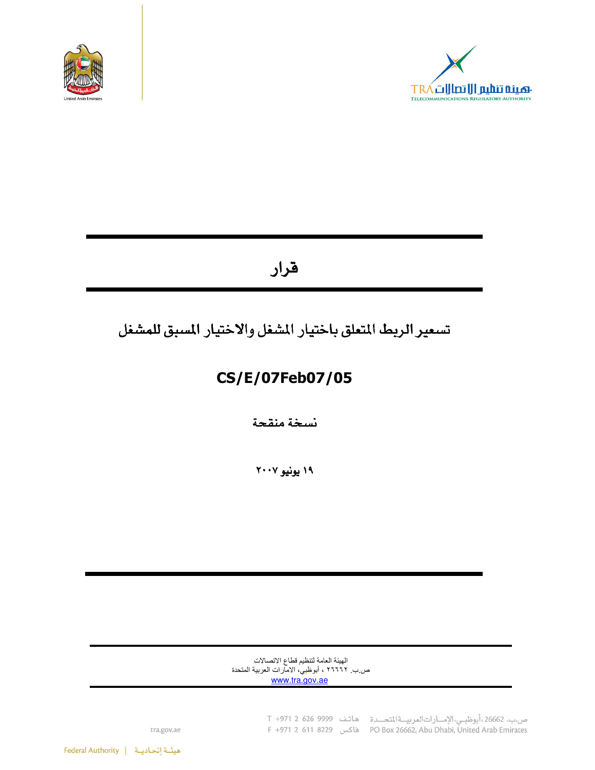# قرار

## تسعير الربط المتعلق باختيار المشغل والاختيار المسبق للمشغل

## CS/E/07Feb07/05

**نسخة منقحة**

**١٩ يونيو ٢٠٠٧**

الهيئة العامة لتنظيم قطاع الاتصالات
ص.ب. ٢٦٦٦٢ ، أبوظبي، الامارات العربية المتحدة
www.tra.gov.ae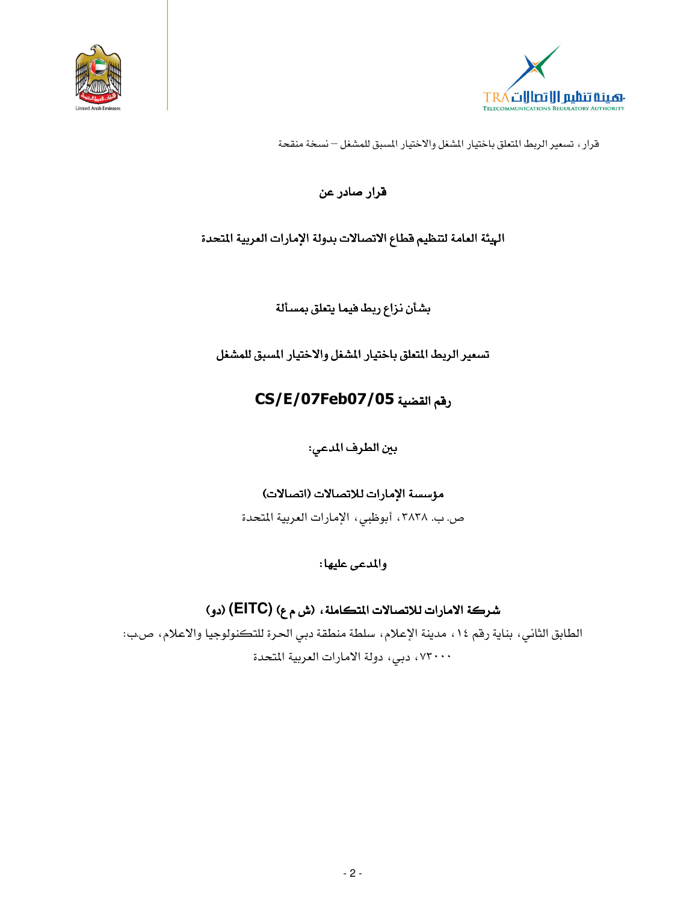# قرار صادر عن

## الهيئة العامة لتنظيم قطاع الاتصالات بدولة الإمارات العربية المتحدة

### بشأن نزاع ربط فيما يتعلق بمسألة

### تسعير الربط المتعلق باختيار المشغل والاختيار المسبق للمشغل

## رقم القضية CS/E/07Feb07/05

**بين الطرف المدعي:**

**مؤسسة الإمارات للاتصالات (اتصالات)**

ص. ب. ٣٨٣٨، أبوظبي، الإمارات العربية المتحدة

**والمدعى عليها:**

**شركة الامارات للاتصالات المتكاملة، (ش م ع) (EITC) (دو)**

الطابق الثاني، بناية رقم ١٤، مدينة الإعلام، سلطة منطقة دبي الحرة للتكنولوجيا والاعلام، ص.ب: ٧٣٠٠٠، دبي، دولة الامارات العربية المتحدة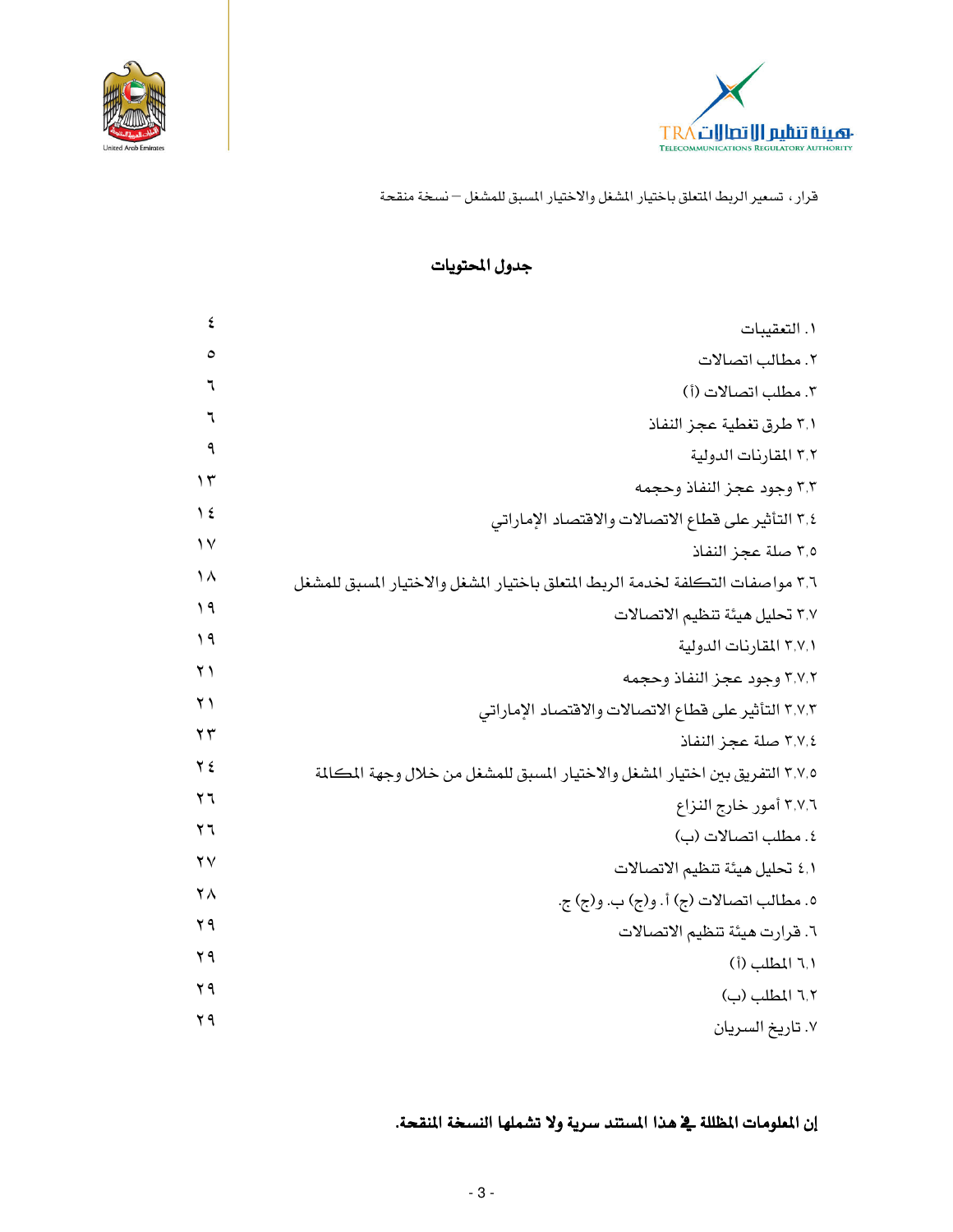## جدول المحتويات

| | |
|---|---|
| ١. التعقيبات | ٤ |
| ٢. مطالب اتصالات | ٥ |
| ٣. مطلب اتصالات (أ) | ٦ |
| ٣,١ طرق تغطية عجز النفاذ | ٦ |
| ٣,٢ المقارنات الدولية | ٩ |
| ٣,٣ وجود عجز النفاذ وحجمه | ١٣ |
| ٣,٤ التأثير على قطاع الاتصالات والاقتصاد الإماراتي | ١٤ |
| ٣,٥ صلة عجز النفاذ | ١٧ |
| ٣,٦ مواصفات التكلفة لخدمة الربط المتعلق باختيار المشغل والاختيار المسبق للمشغل | ١٨ |
| ٣,٧ تحليل هيئة تنظيم الاتصالات | ١٩ |
| ٣,٧,١ المقارنات الدولية | ١٩ |
| ٣,٧,٢ وجود عجز النفاذ وحجمه | ٢١ |
| ٣,٧,٣ التأثير على قطاع الاتصالات والاقتصاد الإماراتي | ٢١ |
| ٣,٧,٤ صلة عجز النفاذ | ٢٣ |
| ٣,٧,٥ التفريق بين اختيار المشغل والاختيار المسبق للمشغل من خلال وجهة المكالمة | ٢٤ |
| ٣,٧,٦ أمور خارج النزاع | ٢٦ |
| ٤. مطلب اتصالات (ب) | ٢٦ |
| ٤,١ تحليل هيئة تنظيم الاتصالات | ٢٧ |
| ٥. مطالب اتصالات (ج) أ. و(ج) ب. و(ج) ج. | ٢٨ |
| ٦. قرارت هيئة تنظيم الاتصالات | ٢٩ |
| ٦,١ المطلب (أ) | ٢٩ |
| ٦,٢ المطلب (ب) | ٢٩ |
| ٧. تاريخ السريان | ٢٩ |

**إن المعلومات المظللة في هذا المستند سرية ولا تشملها النسخة المنقحة.**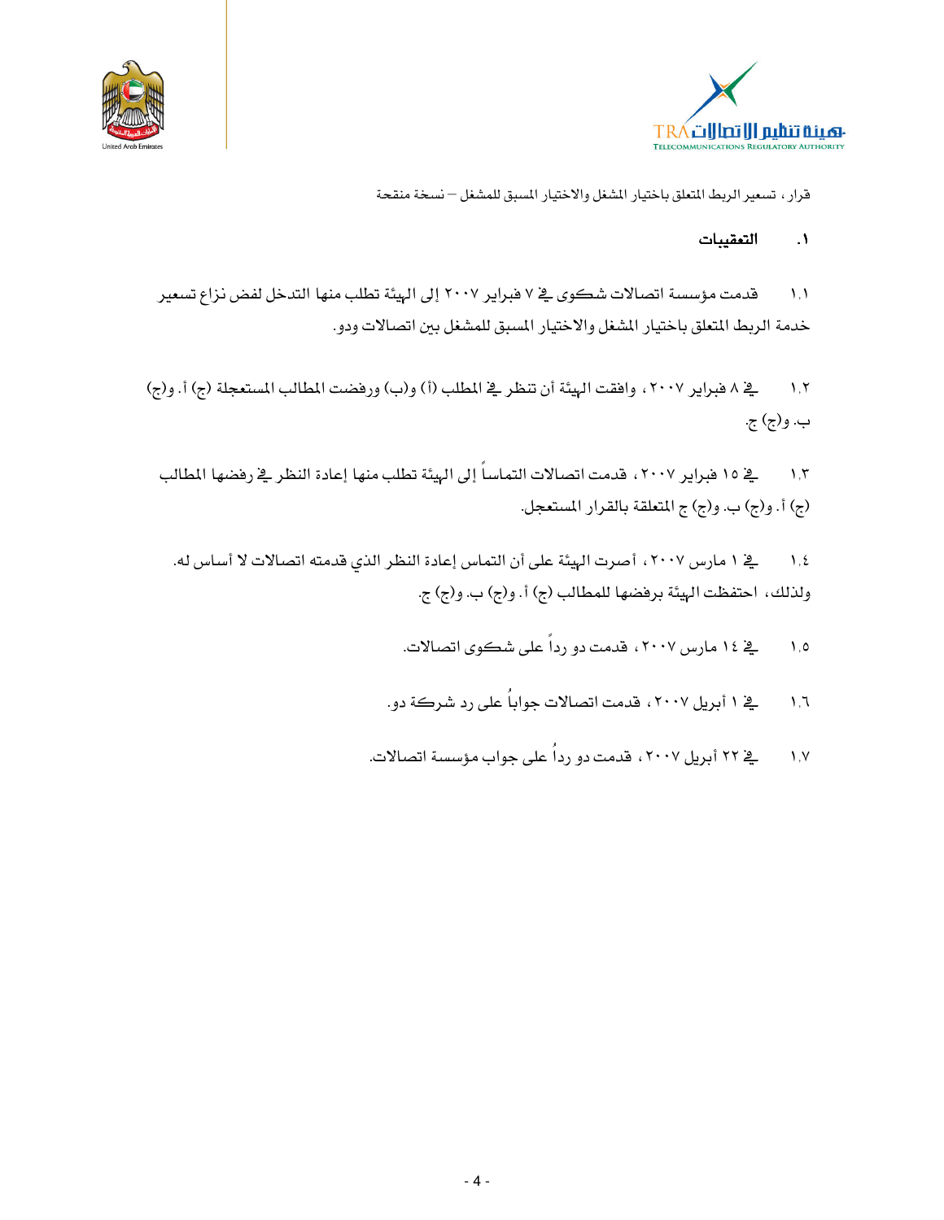## ١. التعقيبات

١،١ قدمت مؤسسة اتصالات شكوى في ٧ فبراير ٢٠٠٧ إلى الهيئة تطلب منها التدخل لفض نزاع تسعير خدمة الربط المتعلق باختيار المشغل والاختيار المسبق للمشغل بين اتصالات ودو.

١،٢ في ٨ فبراير ٢٠٠٧، وافقت الهيئة أن تنظر في المطلب (أ) و(ب) ورفضت المطالب المستعجلة (ج) أ. و(ج) ب. و(ج) ج.

١،٣ في ١٥ فبراير ٢٠٠٧، قدمت اتصالات التماساً إلى الهيئة تطلب منها إعادة النظر في رفضها المطالب (ج) أ. و(ج) ب. و(ج) ج المتعلقة بالقرار المستعجل.

١،٤ في ١ مارس ٢٠٠٧، أصرت الهيئة على أن التماس إعادة النظر الذي قدمته اتصالات لا أساس له. ولذلك، احتفظت الهيئة برفضها للمطالب (ج) أ. و(ج) ب. و(ج) ج.

١،٥ في ١٤ مارس ٢٠٠٧، قدمت دو رداً على شكوى اتصالات.

١،٦ في ١ أبريل ٢٠٠٧، قدمت اتصالات جواباً على رد شركة دو.

١،٧ في ٢٢ أبريل ٢٠٠٧، قدمت دو رداً على جواب مؤسسة اتصالات.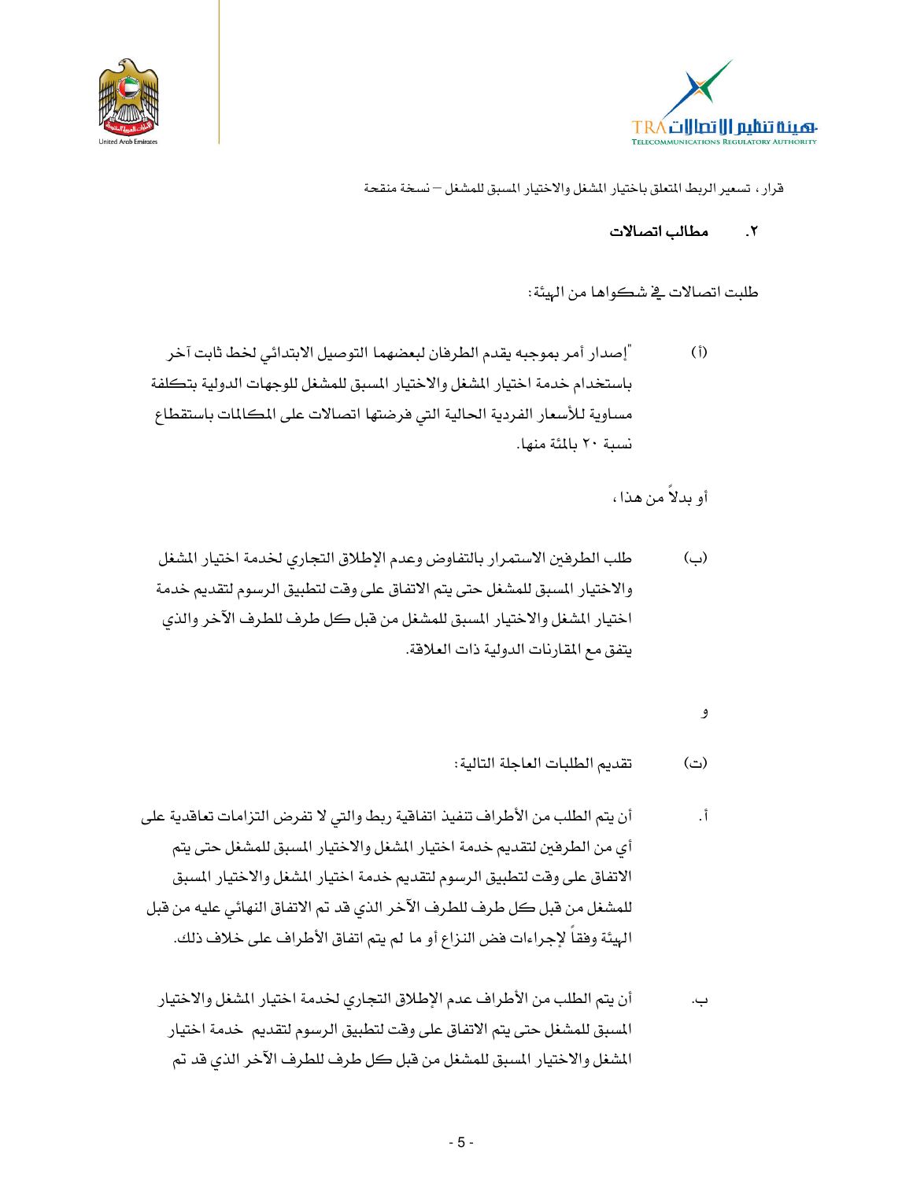## ٢. مطالب اتصالات

طلبت اتصالات في شكواها من الهيئة:

(أ) "إصدار أمر بموجبه يقدم الطرفان لبعضهما التوصيل الابتدائي لخط ثابت آخر باستخدام خدمة اختيار المشغل والاختيار المسبق للمشغل للوجهات الدولية بتكلفة مساوية للأسعار الفردية الحالية التي فرضتها اتصالات على المكالمات باستقطاع نسبة ٢٠ بالمئة منها.

أو بدلاً من هذا ،

(ب) طلب الطرفين الاستمرار بالتفاوض وعدم الإطلاق التجاري لخدمة اختيار المشغل والاختيار المسبق للمشغل حتى يتم الاتفاق على وقت لتطبيق الرسوم لتقديم خدمة اختيار المشغل والاختيار المسبق للمشغل من قبل كل طرف للطرف الآخر والذي يتفق مع المقارنات الدولية ذات العلاقة.

و

(ت) تقديم الطلبات العاجلة التالية:

أ. أن يتم الطلب من الأطراف تنفيذ اتفاقية ربط والتي لا تفرض التزامات تعاقدية على أي من الطرفين لتقديم خدمة اختيار المشغل والاختيار المسبق للمشغل حتى يتم الاتفاق على وقت لتطبيق الرسوم لتقديم خدمة اختيار المشغل والاختيار المسبق للمشغل من قبل كل طرف للطرف الآخر الذي قد تم الاتفاق النهائي عليه من قبل الهيئة وفقاً لإجراءات فض النزاع أو ما لم يتم اتفاق الأطراف على خلاف ذلك.

ب. أن يتم الطلب من الأطراف عدم الإطلاق التجاري لخدمة اختيار المشغل والاختيار المسبق للمشغل حتى يتم الاتفاق على وقت لتطبيق الرسوم لتقديم خدمة اختيار المشغل والاختيار المسبق للمشغل من قبل كل طرف للطرف الآخر الذي قد تم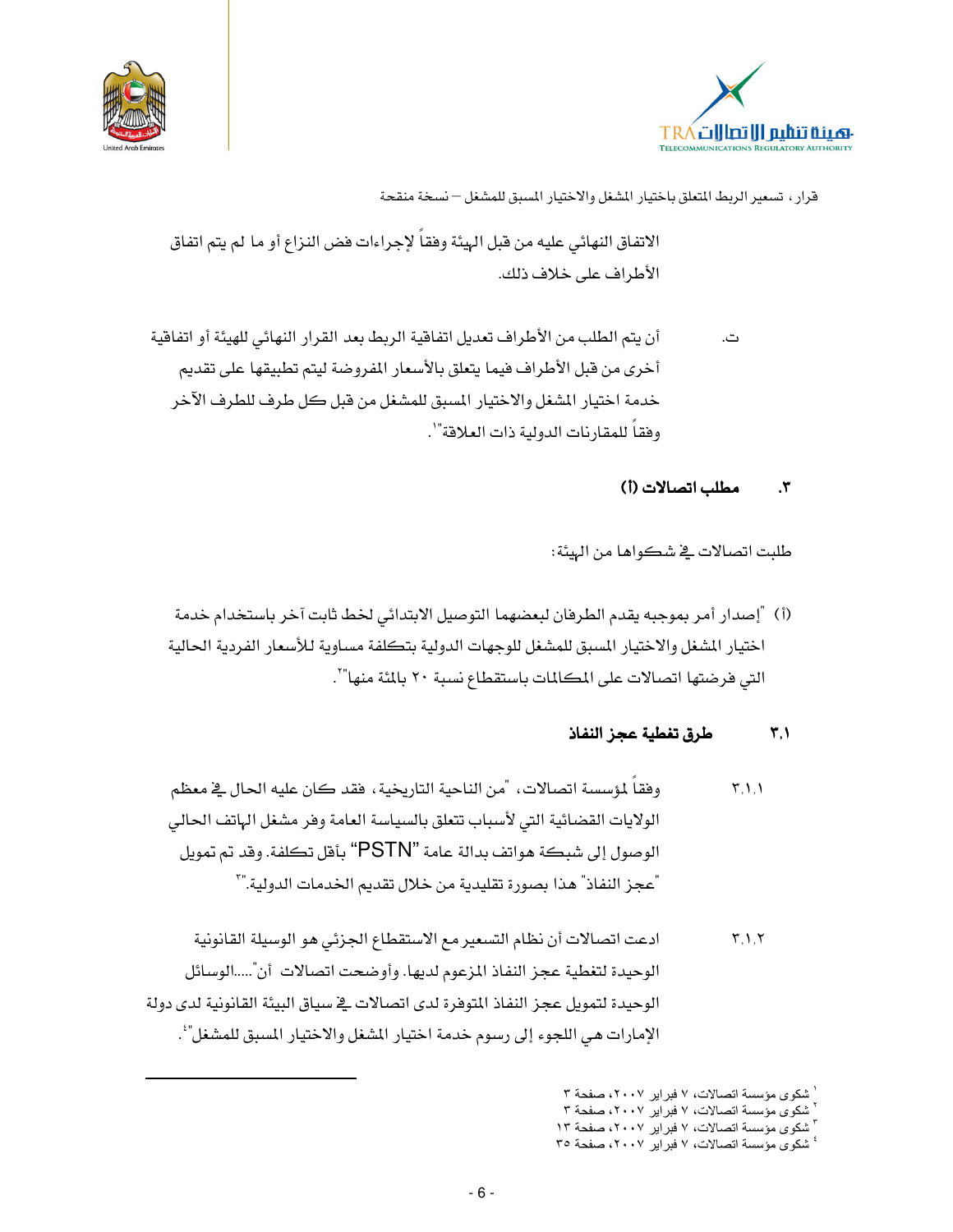الاتفاق النهائي عليه من قبل الهيئة وفقاً لإجراءات فض النزاع أو ما لم يتم اتفاق الأطراف على خلاف ذلك.

ت. أن يتم الطلب من الأطراف تعديل اتفاقية الربط بعد القرار النهائي للهيئة أو اتفاقية أخرى من قبل الأطراف فيما يتعلق بالأسعار المفروضة ليتم تطبيقها على تقديم خدمة اختيار المشغل والاختيار المسبق للمشغل من قبل كل طرف للطرف الآخر وفقاً للمقارنات الدولية ذات العلاقة"[1].

## ٣. مطلب اتصالات (أ)

طلبت اتصالات في شكواها من الهيئة:

(أ) "إصدار أمر بموجبه يقدم الطرفان لبعضهما التوصيل الابتدائي لخط ثابت آخر باستخدام خدمة اختيار المشغل والاختيار المسبق للمشغل للوجهات الدولية بتكلفة مساوية للأسعار الفردية الحالية التي فرضتها اتصالات على المكالمات باستقطاع نسبة ٢٠ بالمئة منها"[2].

### ٣،١ طرق تغطية عجز النفاذ

٣،١،١ وفقاً لمؤسسة اتصالات، "من الناحية التاريخية، فقد كان عليه الحال في معظم الولايات القضائية التي لأسباب تتعلق بالسياسة العامة وفر مشغل الهاتف الحالي الوصول إلى شبكة هواتف بدالة عامة "PSTN" بأقل تكلفة. وقد تم تمويل "عجز النفاذ" هذا بصورة تقليدية من خلال تقديم الخدمات الدولية."[3]

٣،١،٢ ادعت اتصالات أن نظام التسعير مع الاستقطاع الجزئي هو الوسيلة القانونية الوحيدة لتغطية عجز النفاذ المزعوم لديها. وأوضحت اتصالات أن"....الوسائل الوحيدة لتمويل عجز النفاذ المتوفرة لدى اتصالات في سياق البيئة القانونية لدى دولة الإمارات هي اللجوء إلى رسوم خدمة اختيار المشغل والاختيار المسبق للمشغل"[4].

---

[1] شكوى مؤسسة اتصالات، ٧ فبراير ٢٠٠٧، صفحة ٣
[2] شكوى مؤسسة اتصالات، ٧ فبراير ٢٠٠٧، صفحة ٣
[3] شكوى مؤسسة اتصالات، ٧ فبراير ٢٠٠٧، صفحة ١٣
[4] شكوى مؤسسة اتصالات، ٧ فبراير ٢٠٠٧، صفحة ٣٥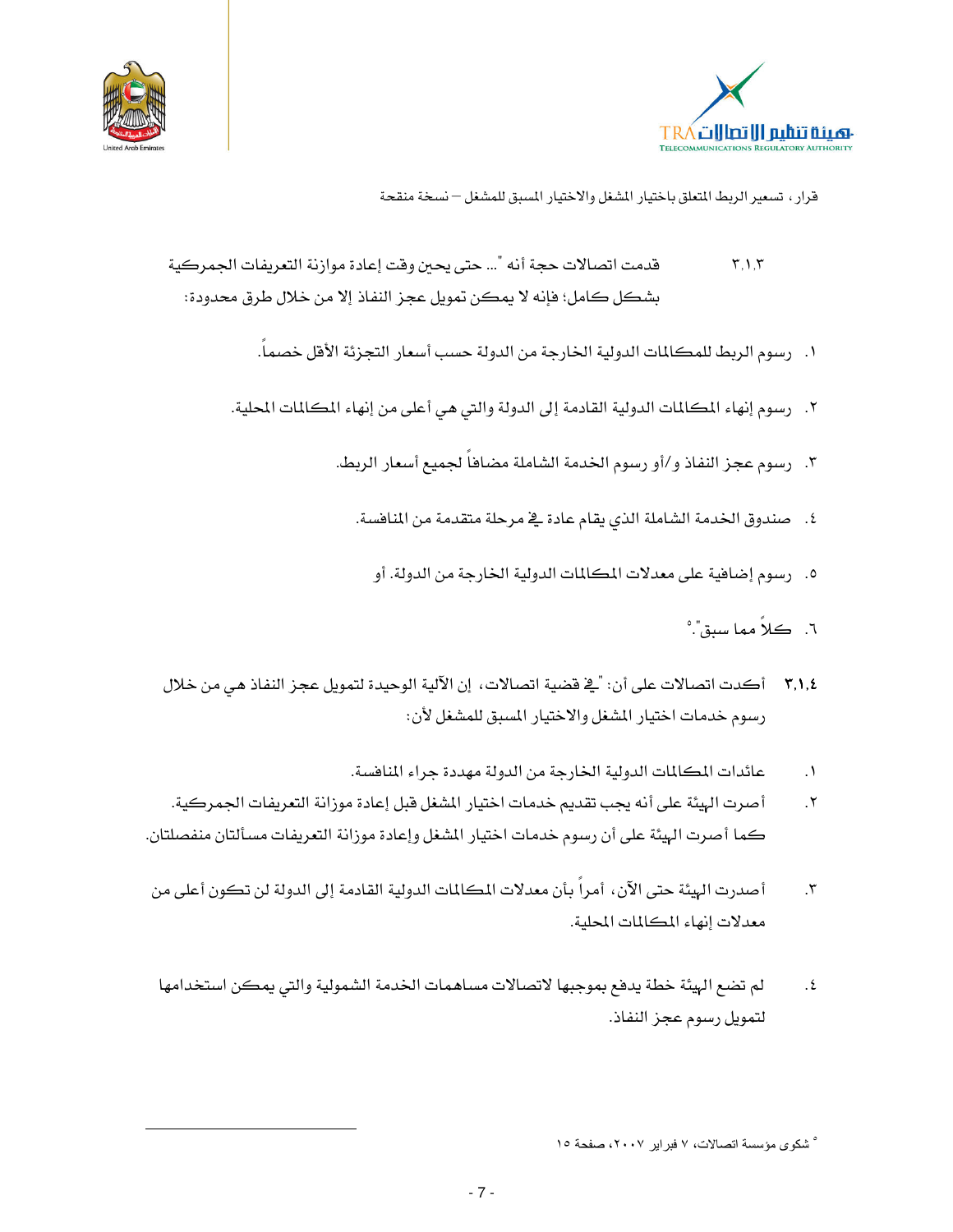٣,١,٣ قدمت اتصالات حجة أنه "... حتى يحين وقت إعادة موازنة التعريفات الجمركية بشكل كامل؛ فإنه لا يمكن تمويل عجز النفاذ إلا من خلال طرق محدودة:

١. رسوم الربط للمكالمات الدولية الخارجة من الدولة حسب أسعار التجزئة الأقل خصماً.

٢. رسوم إنهاء المكالمات الدولية القادمة إلى الدولة والتي هي أعلى من إنهاء المكالمات المحلية.

٣. رسوم عجز النفاذ و/أو رسوم الخدمة الشاملة مضافاً لجميع أسعار الربط.

٤. صندوق الخدمة الشاملة الذي يقام عادة في مرحلة متقدمة من المنافسة.

٥. رسوم إضافية على معدلات المكالمات الدولية الخارجة من الدولة. أو

٦. كلاً مما سبق".[٥]

٣,١,٤ أكدت اتصالات على أن: "في قضية اتصالات، إن الآلية الوحيدة لتمويل عجز النفاذ هي من خلال رسوم خدمات اختيار المشغل والاختيار المسبق للمشغل لأن:

١. عائدات المكالمات الدولية الخارجة من الدولة مهددة جراء المنافسة.

٢. أصرت الهيئة على أنه يجب تقديم خدمات اختيار المشغل قبل إعادة موازنة التعريفات الجمركية. كما أصرت الهيئة على أن رسوم خدمات اختيار المشغل وإعادة موازنة التعريفات مسألتان منفصلتان.

٣. أصدرت الهيئة حتى الآن، أمراً بأن معدلات المكالمات الدولية القادمة إلى الدولة لن تكون أعلى من معدلات إنهاء المكالمات المحلية.

٤. لم تضع الهيئة خطة يدفع بموجبها لاتصالات مساهمات الخدمة الشمولية والتي يمكن استخدامها لتمويل رسوم عجز النفاذ.

---

[٥] شكوى مؤسسة اتصالات، ٧ فبراير ٢٠٠٧، صفحة ١٥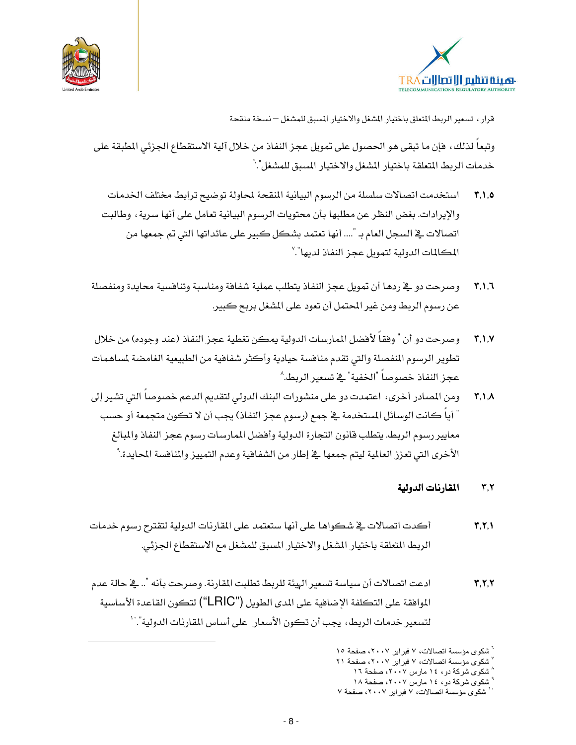وتبعاً لذلك، فإن ما تبقى هو الحصول على تمويل عجز النفاذ من خلال آلية الاستقطاع الجزئي المطبقة على خدمات الربط المتعلقة باختيار المشغل والاختيار المسبق للمشغل".[٦]

٣,١,٥ استخدمت اتصالات سلسلة من الرسوم البيانية المنقحة لمحاولة توضيح ترابط مختلف الخدمات والإيرادات. بغض النظر عن مطلبها بأن محتويات الرسوم البيانية تعامل على أنها سرية، وطالبت اتصالات في السجل العام بـ ".... أنها تعتمد بشكل كبير على عائداتها التي تم جمعها من المكالمات الدولية لتمويل عجز النفاذ لديها".[٧]

٣,١,٦ وصرحت دو في ردها أن تمويل عجز النفاذ يتطلب عملية شفافة ومناسبة وتنافسية محايدة ومنفصلة عن رسوم الربط ومن غير المحتمل أن تعود على المشغل بربح كبير.

٣,١,٧ وصرحت دو أن " وفقاً لأفضل الممارسات الدولية يمكن تغطية عجز النفاذ (عند وجوده) من خلال تطوير الرسوم المنفصلة والتي تقدم منافسة حيادية وأكثر شفافية من الطبيعية الغامضة لمساهمات عجز النفاذ خصوصاً "الخفية" في تسعير الربط.[٨]

٣,١,٨ ومن المصادر أخرى، اعتمدت دو على منشورات البنك الدولي لتقديم الدعم خصوصاً التي تشير إلى " أياً كانت الوسائل المستخدمة في جمع (رسوم عجز النفاذ) يجب أن لا تكون متجمعة أو حسب معايير رسوم الربط. يتطلب قانون التجارة الدولية وأفضل الممارسات رسوم عجز النفاذ والمبالغ الأخرى التي تعزز العالمية ليتم جمعها في إطار من الشفافية وعدم التمييز والمنافسة المحايدة.[٩]

## ٣,٢ المقارنات الدولية

٣,٢,١ أكدت اتصالات في شكواها على أنها ستعتمد على المقارنات الدولية لتقترح رسوم خدمات الربط المتعلقة باختيار المشغل والاختيار المسبق للمشغل مع الاستقطاع الجزئي.

٣,٢,٢ ادعت اتصالات أن سياسة تسعير الهيئة للربط تطلبت المقارنة. وصرحت بأنه ".. في حالة عدم الموافقة على التكلفة الإضافية على المدى الطويل ("LRIC") لتكون القاعدة الأساسية لتسعير خدمات الربط، يجب أن تكون الأسعار على أساس المقارنات الدولية".[١٠]

---

[٦] شكوى مؤسسة اتصالات، ٧ فبراير ٢٠٠٧، صفحة ١٥
[٧] شكوى مؤسسة اتصالات، ٧ فبراير ٢٠٠٧، صفحة ٢١
[٨] شكوى شركة دو، ١٤ مارس ٢٠٠٧، صفحة ١٦
[٩] شكوى شركة دو، ١٤ مارس ٢٠٠٧، صفحة ١٨
[١٠] شكوى مؤسسة اتصالات، ٧ فبراير ٢٠٠٧، صفحة ٧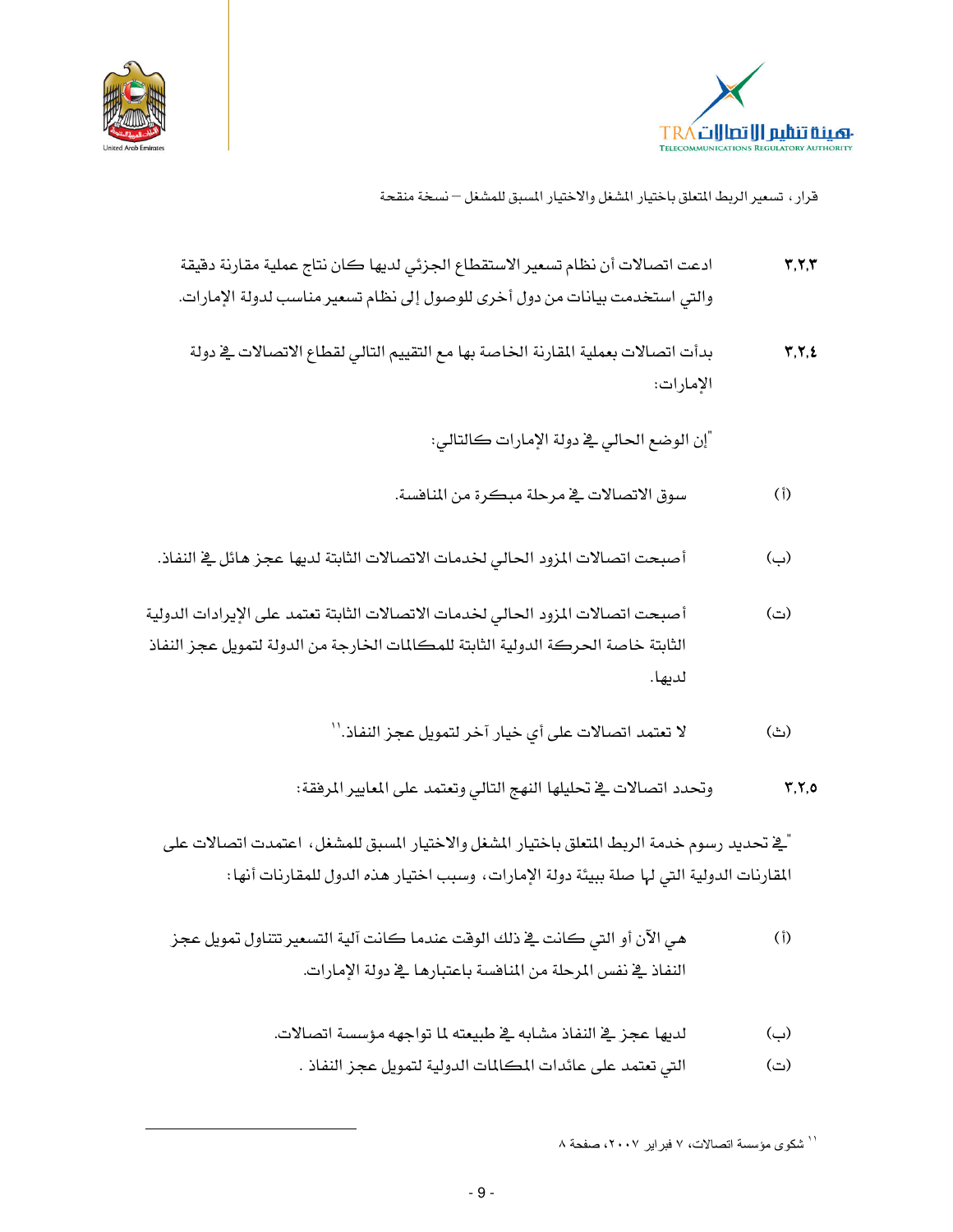٣,٢,٣ ادعت اتصالات أن نظام تسعير الاستقطاع الجزئي لديها كان نتاج عملية مقارنة دقيقة والتي استخدمت بيانات من دول أخرى للوصول إلى نظام تسعير مناسب لدولة الإمارات.

٣,٢,٤ بدأت اتصالات بعملية المقارنة الخاصة بها مع التقييم التالي لقطاع الاتصالات في دولة الإمارات:

"إن الوضع الحالي في دولة الإمارات كالتالي:

(أ) سوق الاتصالات في مرحلة مبكرة من المنافسة.

(ب) أصبحت اتصالات المزود الحالي لخدمات الاتصالات الثابتة لديها عجز هائل في النفاذ.

(ت) أصبحت اتصالات المزود الحالي لخدمات الاتصالات الثابتة تعتمد على الإيرادات الدولية الثابتة خاصة الحركة الدولية الثابتة للمكالمات الخارجة من الدولة لتمويل عجز النفاذ لديها.

(ث) لا تعتمد اتصالات على أي خيار آخر لتمويل عجز النفاذ."[11]

٣,٢,٥ وتحدد اتصالات في تحليلها النهج التالي وتعتمد على المعايير المرفقة:

"في تحديد رسوم خدمة الربط المتعلق باختيار المشغل والاختيار المسبق للمشغل، اعتمدت اتصالات على المقارنات الدولية التي لها صلة ببيئة دولة الإمارات، وسبب اختيار هذه الدول للمقارنات أنها:

(أ) هي الآن أو التي كانت في ذلك الوقت عندما كانت آلية التسعير تتناول تمويل عجز النفاذ في نفس المرحلة من المنافسة باعتبارها في دولة الإمارات.

(ب) لديها عجز في النفاذ مشابه في طبيعته لما تواجهه مؤسسة اتصالات.

(ت) التي تعتمد على عائدات المكالمات الدولية لتمويل عجز النفاذ .

---

[11] شكوى مؤسسة اتصالات، ٧ فبراير ٢٠٠٧، صفحة ٨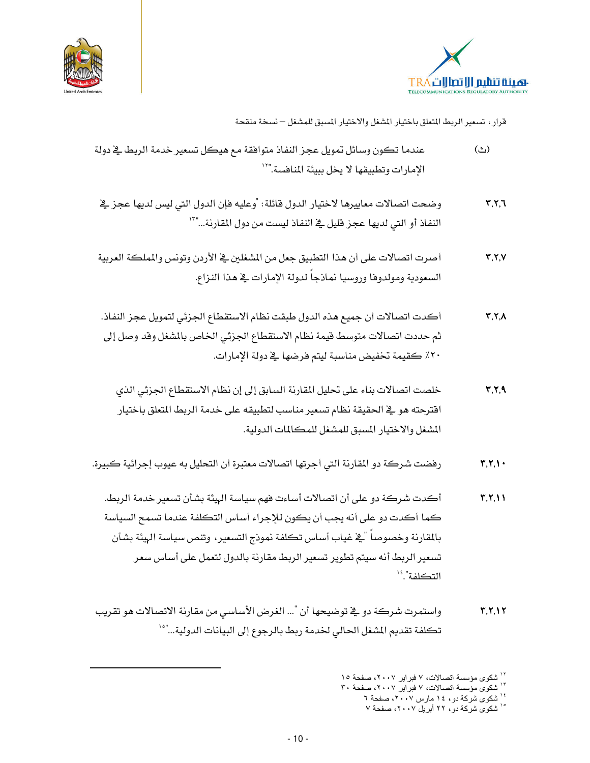(ث) عندما تكون وسائل تمويل عجز النفاذ متوافقة مع هيكل تسعير خدمة الربط في دولة الإمارات وتطبيقها لا يخل ببيئة المنافسة."[١٢]

٣,٢,٦ وضحت اتصالات معاييرها لاختيار الدول قائلة: "وعليه فإن الدول التي ليس لديها عجز في النفاذ أو التي لديها عجز قليل في النفاذ ليست من دول المقارنة..."[١٣]

٣,٢,٧ أصرت اتصالات على أن هذا التطبيق جعل من المشغلين في الأردن وتونس والمملكة العربية السعودية ومولدوفا وروسيا نماذجاً لدولة الإمارات في هذا النزاع.

٣,٢,٨ أكدت اتصالات أن جميع هذه الدول طبقت نظام الاستقطاع الجزئي لتمويل عجز النفاذ. ثم حددت اتصالات متوسط قيمة نظام الاستقطاع الجزئي الخاص بالمشغل وقد وصل إلى ٢٠٪ كقيمة تخفيض مناسبة ليتم فرضها في دولة الإمارات.

٣,٢,٩ خلصت اتصالات بناء على تحليل المقارنة السابق إلى إن نظام الاستقطاع الجزئي الذي اقترحته هو في الحقيقة نظام تسعير مناسب لتطبيقه على خدمة الربط المتعلق باختيار المشغل والاختيار المسبق للمشغل للمكالمات الدولية.

٣,٢,١٠ رفضت شركة دو المقارنة التي أجرتها اتصالات معتبرة أن التحليل به عيوب إجرائية كبيرة.

٣,٢,١١ أكدت شركة دو على أن اتصالات أساءت فهم سياسة الهيئة بشأن تسعير خدمة الربط. كما أكدت دو على أنه يجب أن يكون للإجراء أساس التكلفة عندما تسمح السياسة بالمقارنة وخصوصاً "في غياب أساس تكلفة نموذج التسعير، وتنص سياسة الهيئة بشأن تسعير الربط أنه سيتم تطوير تسعير الربط مقارنة بالدول لتعمل على أساس سعر التكلفة."[١٤]

٣,٢,١٢ واستمرت شركة دو في توضيحها أن "... الغرض الأساسي من مقارنة الاتصالات هو تقريب تكلفة تقديم المشغل الحالي لخدمة ربط بالرجوع إلى البيانات الدولية..."[١٥]

---

[١٢] شكوى مؤسسة اتصالات، ٧ فبراير ٢٠٠٧، صفحة ١٥
[١٣] شكوى مؤسسة اتصالات، ٧ فبراير ٢٠٠٧، صفحة ٣٠
[١٤] شكوى شركة دو، ١٤ مارس ٢٠٠٧، صفحة ٦
[١٥] شكوى شركة دو، ٢٢ أبريل ٢٠٠٧، صفحة ٧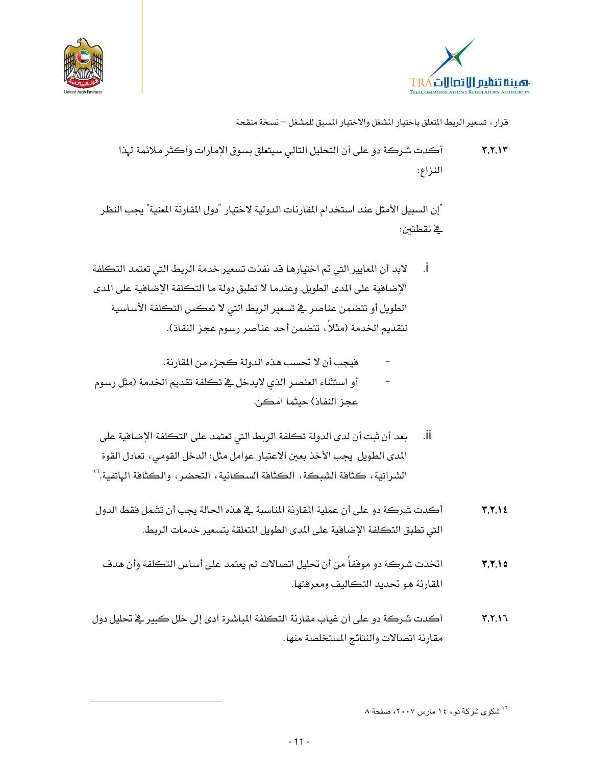٣,٢,١٣ أكدت شركة دو على أن التحليل التالي سيتعلق بسوق الإمارات وأكثر ملائمة لهذا النزاع:

"إن السبيل الأمثل عند استخدام المقارنات الدولية لاختيار "دول المقارنة المعنية" يجب النظر في نقطتين:

i. لابد أن المعايير التي تم اختيارها قد نفذت تسعير خدمة الربط التي تعتمد التكلفة الإضافية على المدى الطويل. وعندما لا تطبق دولة ما التكلفة الإضافية على المدى الطويل أو تتضمن عناصر في تسعير الربط التي لا تعكس التكلفة الأساسية لتقديم الخدمة (مثلاً، تتضمن أحد عناصر رسوم عجز النفاذ).

- فيجب أن لا تحسب هذه الدولة كجزء من المقارنة.
- أو استثناء العنصر الذي لايدخل في تكلفة تقديم الخدمة (مثل رسوم عجز النفاذ) حيثما أمكن.

ii. بعد أن ثبت أن لدى الدولة تكلفة الربط التي تعتمد على التكلفة الإضافية على المدى الطويل يجب الأخذ بعين الاعتبار عوامل مثل: الدخل القومي، تعادل القوة الشرائية، كثافة الشبكة، الكثافة السكانية، التحضر، والكثافة الهاتفية.[١٦]

٣,٢,١٤ أكدت شركة دو على أن عملية المقارنة المناسبة في هذه الحالة يجب أن تشمل فقط الدول التي تطبق التكلفة الإضافية على المدى الطويل المتعلقة بتسعير خدمات الربط.

٣,٢,١٥ اتخذت شركة دو موقفاً من أن تحليل اتصالات لم يعتمد على أساس التكلفة وأن هدف المقارنة هو تحديد التكاليف ومعرفتها.

٣,٢,١٦ أكدت شركة دو على أن غياب مقارنة التكلفة المباشرة أدى إلى خلل كبير في تحليل دول مقارنة اتصالات والنتائج المستخلصة منها.

---

[١٦] شكوى شركة دو، ١٤ مارس ٢٠٠٧، صفحة ٨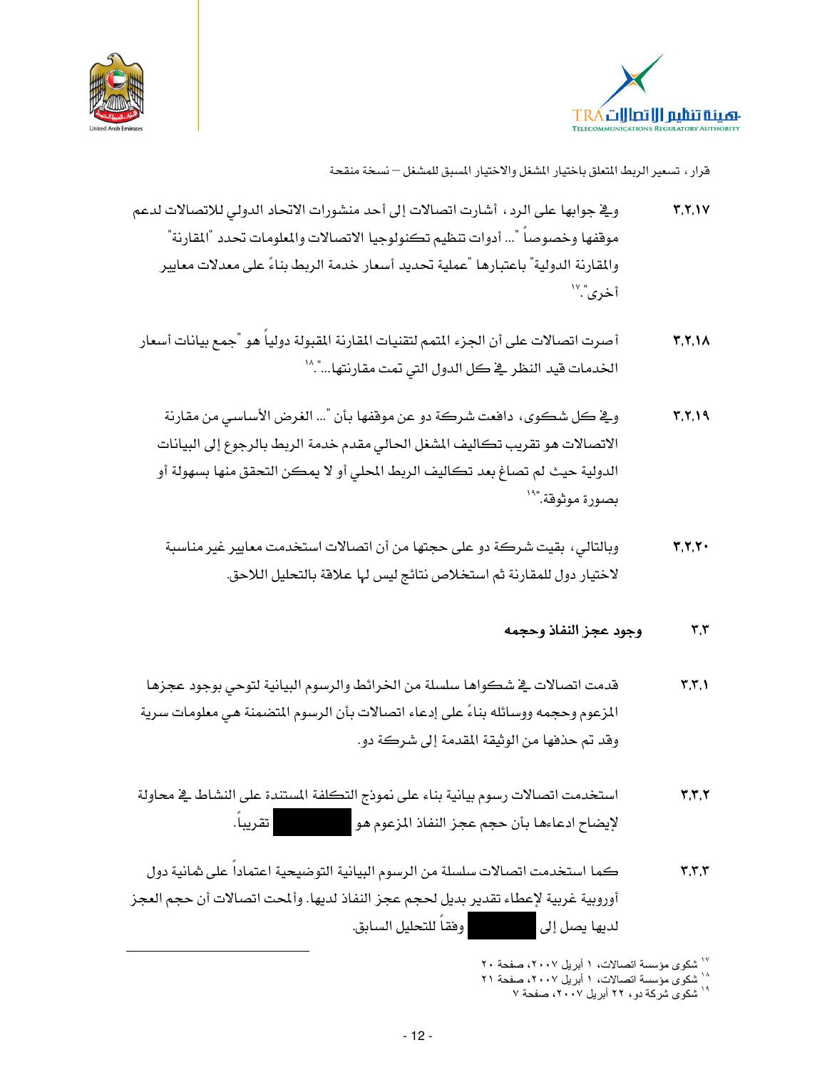٣,٢,١٧ وفي جوابها على الرد، أشارت اتصالات إلى أحد منشورات الاتحاد الدولي للاتصالات لدعم موقفها وخصوصاً "... أدوات تنظيم تكنولوجيا الاتصالات والمعلومات تحدد "المقارنة" والمقارنة الدولية" باعتبارها "عملية تحديد أسعار خدمة الربط بناءً على معدلات معايير أخرى."[١٧]

٣,٢,١٨ أصرت اتصالات على أن الجزء المتمم لتقنيات المقارنة المقبولة دولياً هو "جمع بيانات أسعار الخدمات قيد النظر في كل الدول التي تمت مقارنتها..."[١٨]

٣,٢,١٩ وفي كل شكوى، دافعت شركة دو عن موقفها بأن "... الغرض الأساسي من مقارنة الاتصالات هو تقريب تكاليف المشغل الحالي مقدم خدمة الربط بالرجوع إلى البيانات الدولية حيث لم تصاغ بعد تكاليف الربط المحلي أو لا يمكن التحقق منها بسهولة أو بصورة موثوقة."[١٩]

٣,٢,٢٠ وبالتالي، بقيت شركة دو على حجتها من أن اتصالات استخدمت معايير غير مناسبة لاختيار دول للمقارنة ثم استخلاص نتائج ليس لها علاقة بالتحليل اللاحق.

## ٣,٣ وجود عجز النفاذ وحجمه

٣,٣,١ قدمت اتصالات في شكواها سلسلة من الخرائط والرسوم البيانية لتوحي بوجود عجزها المزعوم وحجمه ووسائله بناءً على إدعاء اتصالات بأن الرسوم المتضمنة هي معلومات سرية وقد تم حذفها من الوثيقة المقدمة إلى شركة دو.

٣,٣,٢ استخدمت اتصالات رسوم بيانية بناء على نموذج التكلفة المستندة على النشاط في محاولة لإيضاح ادعاءها بأن حجم عجز النفاذ المزعوم هو ██████ تقريباً.

٣,٣,٣ كما استخدمت اتصالات سلسلة من الرسوم البيانية التوضيحية اعتماداً على ثمانية دول أوروبية غربية لإعطاء تقدير بديل لحجم عجز النفاذ لديها. وألمحت اتصالات أن حجم العجز لديها يصل إلى ██████ وفقاً للتحليل السابق.

---

[١٧] شكوى مؤسسة اتصالات، ١ أبريل ٢٠٠٧، صفحة ٢٠

[١٨] شكوى مؤسسة اتصالات، ١ أبريل ٢٠٠٧، صفحة ٢١

[١٩] شكوى شركة دو، ٢٢ أبريل ٢٠٠٧، صفحة ٧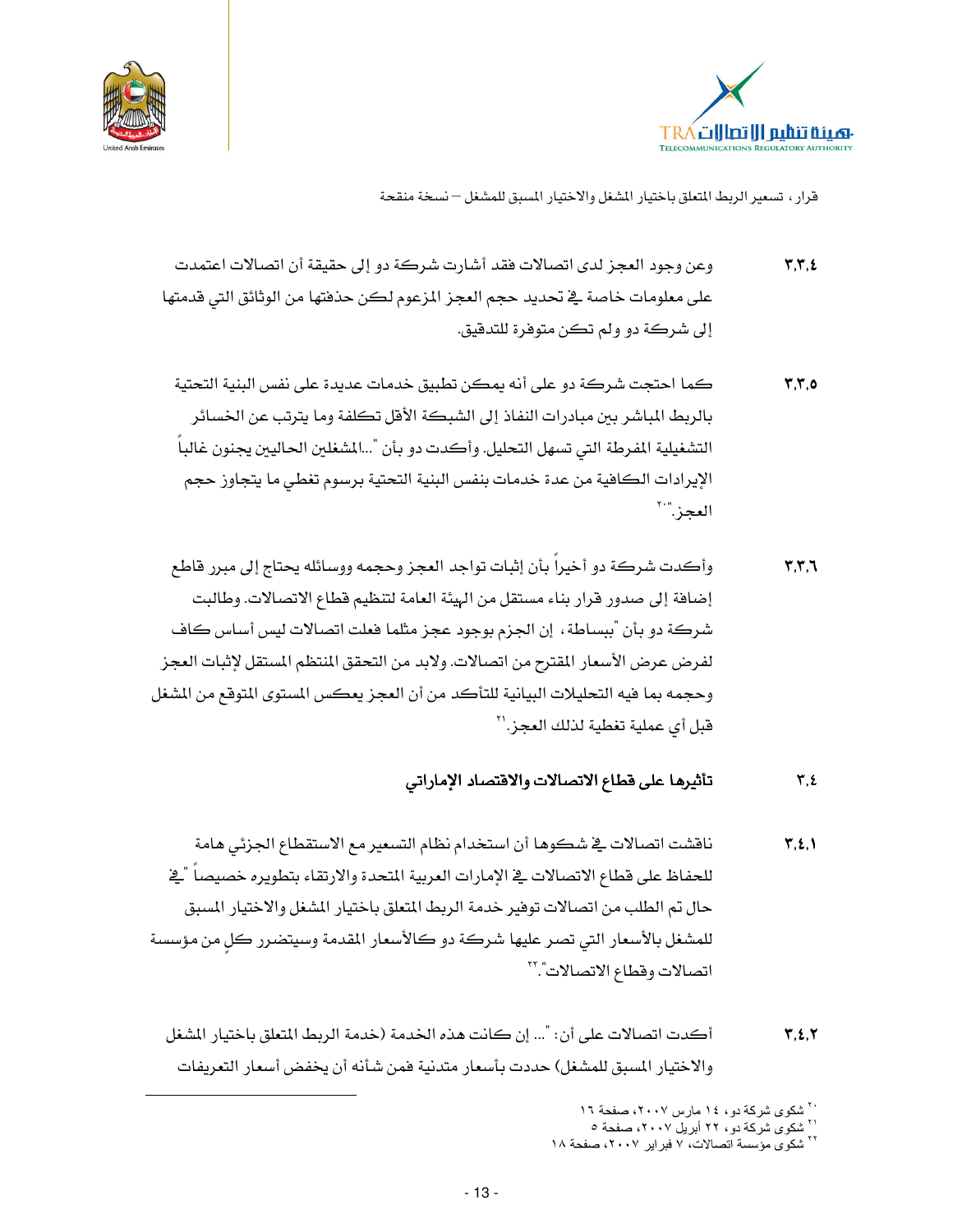٣,٣,٤ وعن وجود العجز لدى اتصالات فقد أشارت شركة دو إلى حقيقة أن اتصالات اعتمدت على معلومات خاصة في تحديد حجم العجز المزعوم لكن حذفتها من الوثائق التي قدمتها إلى شركة دو ولم تكن متوفرة للتدقيق.

٣,٣,٥ كما احتجت شركة دو على أنه يمكن تطبيق خدمات عديدة على نفس البنية التحتية بالربط المباشر بين مبادرات النفاذ إلى الشبكة الأقل تكلفة وما يترتب عن الخسائر التشغيلية المفرطة التي تسهل التحليل. وأكدت دو بأن "...المشغلين الحاليين يجنون غالباً الإيرادات الكافية من عدة خدمات بنفس البنية التحتية برسوم تغطي ما يتجاوز حجم العجز."[٢٠]

٣,٣,٦ وأكدت شركة دو أخيراً بأن إثبات تواجد العجز وحجمه ووسائله يحتاج إلى مبرر قاطع إضافة إلى صدور قرار بناء مستقل من الهيئة العامة لتنظيم قطاع الاتصالات. وطالبت شركة دو بأن "ببساطة، إن الجزم بوجود عجز مثلما فعلت اتصالات ليس أساس كاف لفرض عرض الأسعار المقترح من اتصالات. ولابد من التحقق المنتظم المستقل لإثبات العجز وحجمه بما فيه التحليلات البيانية للتأكد من أن العجز يعكس المستوى المتوقع من المشغل قبل أي عملية تغطية لذلك العجز."[٢١]

## ٣,٤ تأثيرها على قطاع الاتصالات والاقتصاد الإماراتي

٣,٤,١ ناقشت اتصالات في شكوها أن استخدام نظام التسعير مع الاستقطاع الجزئي هامة للحفاظ على قطاع الاتصالات في الإمارات العربية المتحدة والارتقاء بتطويره خصيصاً "في حال تم الطلب من اتصالات توفير خدمة الربط المتعلق باختيار المشغل والاختيار المسبق للمشغل بالأسعار التي تصر عليها شركة دو كالأسعار المقدمة وسيتضرر كلٍ من مؤسسة اتصالات وقطاع الاتصالات."[٢٢]

٣,٤,٢ أكدت اتصالات على أن: "... إن كانت هذه الخدمة (خدمة الربط المتعلق باختيار المشغل والاختيار المسبق للمشغل) حددت بأسعار متدنية فمن شأنه أن يخفض أسعار التعريفات

---

[٢٠] شكوى شركة دو، ١٤ مارس ٢٠٠٧، صفحة ١٦

[٢١] شكوى شركة دو، ٢٢ أبريل ٢٠٠٧، صفحة ٥

[٢٢] شكوى مؤسسة اتصالات، ٧ فبراير ٢٠٠٧، صفحة ١٨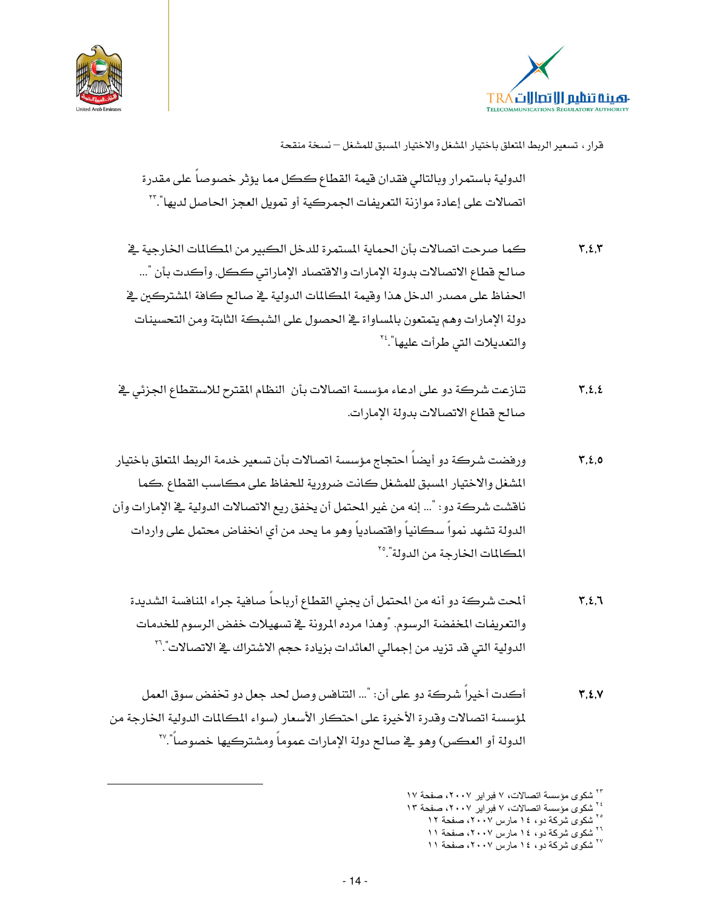الدولية باستمرار وبالتالي فقدان قيمة القطاع ككل مما يؤثر خصوصاً على مقدرة اتصالات على إعادة موازنة التعريفات الجمركية أو تمويل العجز الحاصل لديها".[٢٣]

٣،٤،٣ كما صرحت اتصالات بأن الحماية المستمرة للدخل الكبير من المكالمات الخارجية في صالح قطاع الاتصالات بدولة الإمارات والاقتصاد الإماراتي ككل. وأكدت بأن "... الحفاظ على مصدر الدخل هذا وقيمة المكالمات الدولية في صالح كافة المشتركين في دولة الإمارات وهم يتمتعون بالمساواة في الحصول على الشبكة الثابتة ومن التحسينات والتعديلات التي طرأت عليها".[٢٤]

٣،٤،٤ تنازعت شركة دو على ادعاء مؤسسة اتصالات بأن النظام المقترح للاستقطاع الجزئي في صالح قطاع الاتصالات بدولة الإمارات.

٣،٤،٥ ورفضت شركة دو أيضاً احتجاج مؤسسة اتصالات بأن تسعير خدمة الربط المتعلق باختيار المشغل والاختيار المسبق للمشغل كانت ضرورية للحفاظ على مكاسب القطاع .كما ناقشت شركة دو: "... إنه من غير المحتمل أن يخفق ريع الاتصالات الدولية في الإمارات وأن الدولة تشهد نمواً سكانياً واقتصادياً وهو ما يحد من أي انخفاض محتمل على واردات المكالمات الخارجة من الدولة".[٢٥]

٣،٤،٦ ألمحت شركة دو أنه من المحتمل أن يجني القطاع أرباحاً صافية جراء المنافسة الشديدة والتعريفات المخفضة الرسوم. "وهذا مرده المرونة في تسهيلات خفض الرسوم للخدمات الدولية التي قد تزيد من إجمالي العائدات بزيادة حجم الاشتراك في الاتصالات".[٢٦]

٣،٤،٧ أكدت أخيراً شركة دو على أن: "... التنافس وصل لحد جعل دو تخفض سوق العمل لمؤسسة اتصالات وقدرة الأخيرة على احتكار الأسعار (سواء المكالمات الدولية الخارجة من الدولة أو العكس) وهو في صالح دولة الإمارات عموماً ومشتركيها خصوصاً".[٢٧]

---

[٢٣] شكوى مؤسسة اتصالات، ٧ فبراير ٢٠٠٧، صفحة ١٧
[٢٤] شكوى مؤسسة اتصالات، ٧ فبراير ٢٠٠٧، صفحة ١٣
[٢٥] شكوى شركة دو، ١٤ مارس ٢٠٠٧، صفحة ١٢
[٢٦] شكوى شركة دو، ١٤ مارس ٢٠٠٧، صفحة ١١
[٢٧] شكوى شركة دو، ١٤ مارس ٢٠٠٧، صفحة ١١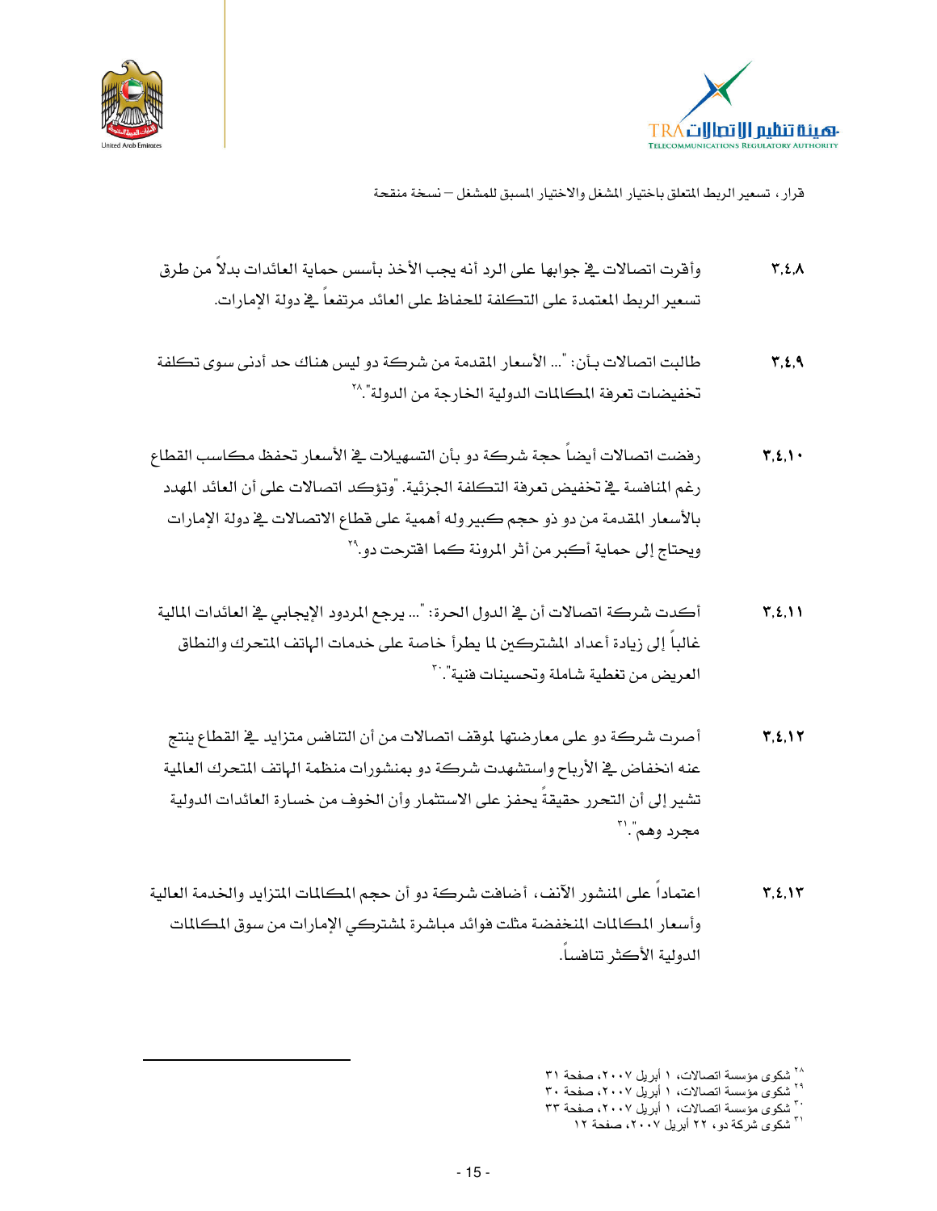٣,٤,٨ وأقرت اتصالات في جوابها على الرد أنه يجب الأخذ بأسس حماية العائدات بدلاً من طرق تسعير الربط المعتمدة على التكلفة للحفاظ على العائد مرتفعاً في دولة الإمارات.

٣,٤,٩ طالبت اتصالات بأن: "... الأسعار المقدمة من شركة دو ليس هناك حد أدنى سوى تكلفة تخفيضات تعرفة المكالمات الدولية الخارجة من الدولة".[٢٨]

٣,٤,١٠ رفضت اتصالات أيضاً حجة شركة دو بأن التسهيلات في الأسعار تحفظ مكاسب القطاع رغم المنافسة في تخفيض تعرفة التكلفة الجزئية. "وتؤكد اتصالات على أن العائد المهدد بالأسعار المقدمة من دو ذو حجم كبير وله أهمية على قطاع الاتصالات في دولة الإمارات ويحتاج إلى حماية أكبر من أثر المرونة كما اقترحت دو.[٢٩]

٣,٤,١١ أكدت شركة اتصالات أن في الدول الحرة: "... يرجع المردود الإيجابي في العائدات المالية غالباً إلى زيادة أعداد المشتركين لما يطرأ خاصة على خدمات الهاتف المتحرك والنطاق العريض من تغطية شاملة وتحسينات فنية".[٣٠]

٣,٤,١٢ أصرت شركة دو على معارضتها لموقف اتصالات من أن التنافس متزايد في القطاع ينتج عنه انخفاض في الأرباح واستشهدت شركة دو بمنشورات منظمة الهاتف المتحرك العالمية تشير إلى أن التحرر حقيقةً يحفز على الاستثمار وأن الخوف من خسارة العائدات الدولية مجرد وهم".[٣١]

٣,٤,١٣ اعتماداً على المنشور الآنف، أضافت شركة دو أن حجم المكالمات المتزايد والخدمة العالية وأسعار المكالمات المنخفضة مثلت فوائد مباشرة لمشتركي الإمارات من سوق المكالمات الدولية الأكثر تنافساً.

---

[٢٨] شكوى مؤسسة اتصالات، ١ أبريل ٢٠٠٧، صفحة ٣١
[٢٩] شكوى مؤسسة اتصالات، ١ أبريل ٢٠٠٧، صفحة ٣٠
[٣٠] شكوى مؤسسة اتصالات، ١ أبريل ٢٠٠٧، صفحة ٣٣
[٣١] شكوى شركة دو، ٢٢ أبريل ٢٠٠٧، صفحة ١٢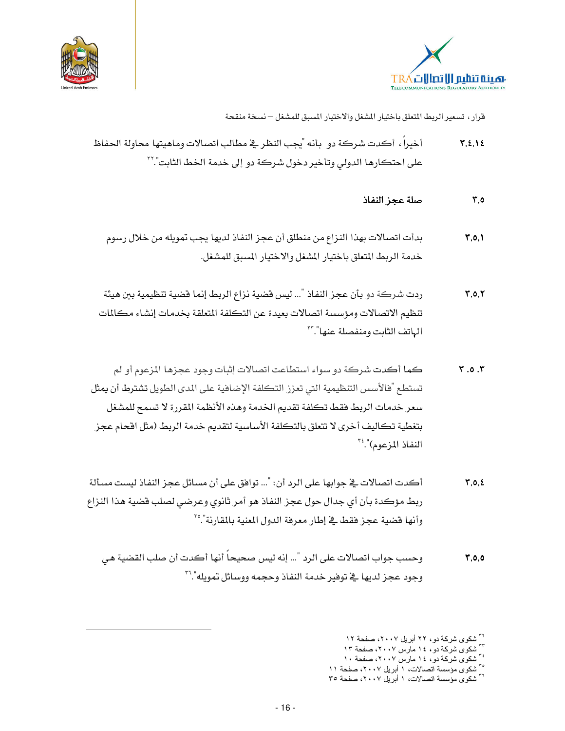قرار، تسعير الربط المتعلق باختيار المشغل والاختيار المسبق للمشغل – نسخة منقحة

٣,٤,١٤ أخيراً، أكدت شركة دو بأنه "يجب النظر في مطالب اتصالات وماهيتها محاولة الحفاظ على احتكارها الدولي وتأخير دخول شركة دو إلى خدمة الخط الثابت".[٣٢]

### ٣,٥ صلة عجز النفاذ

٣,٥,١ بدأت اتصالات بهذا النزاع من منطلق أن عجز النفاذ لديها يجب تمويله من خلال رسوم خدمة الربط المتعلق باختيار المشغل والاختيار المسبق للمشغل.

٣,٥,٢ ردت شركة دو بأن عجز النفاذ "... ليس قضية نزاع الربط إنما قضية تنظيمية بين هيئة تنظيم الاتصالات ومؤسسة اتصالات بعيدة عن التكلفة المتعلقة بخدمات إنشاء مكالمات الهاتف الثابت ومنفصلة عنها".[٣٣]

٣.٥.٣ كما أكدت شركة دو سواء استطاعت اتصالات إثبات وجود عجزها المزعوم أو لم تستطع "فالأسس التنظيمية التي تعزز التكلفة الإضافية على المدى الطويل تشترط أن يمثل سعر خدمات الربط فقط تكلفة تقديم الخدمة وهذه الأنظمة المقررة لا تسمح للمشغل بتغطية تكاليف أخرى لا تتعلق بالتكلفة الأساسية لتقديم خدمة الربط (مثل اقحام عجز النفاذ المزعوم)".[٣٤]

٣,٥,٤ أكدت اتصالات في جوابها على الرد أن: "... توافق على أن مسائل عجز النفاذ ليست مسألة ربط مؤكدة بأن أي جدال حول عجز النفاذ هو أمر ثانوي وعرضي لصلب قضية هذا النزاع وأنها قضية عجز فقط في إطار معرفة الدول المعنية بالمقارنة".[٣٥]

٣,٥,٥ وحسب جواب اتصالات على الرد "... إنه ليس صحيحاً أنها أكدت أن صلب القضية هي وجود عجز لديها في توفير خدمة النفاذ وحجمه ووسائل تمويله".[٣٦]

---

[٣٢] شكوى شركة دو، ٢٢ أبريل ٢٠٠٧، صفحة ١٢
[٣٣] شكوى شركة دو، ١٤ مارس ٢٠٠٧، صفحة ١٣
[٣٤] شكوى شركة دو، ١٤ مارس ٢٠٠٧، صفحة ١٠
[٣٥] شكوى مؤسسة اتصالات، ١ أبريل ٢٠٠٧، صفحة ١١
[٣٦] شكوى مؤسسة اتصالات، ١ أبريل ٢٠٠٧، صفحة ٣٥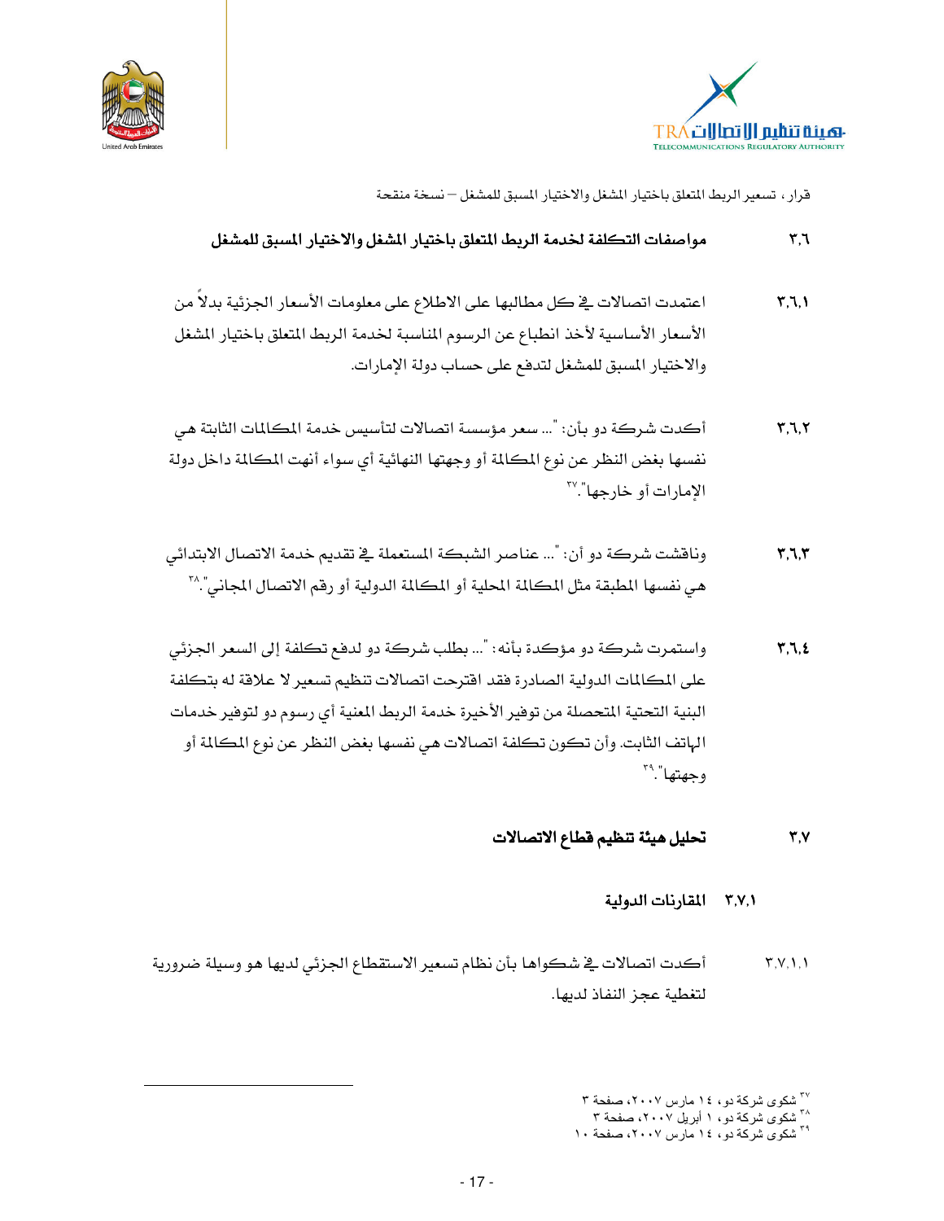قرار، تسعير الربط المتعلق باختيار المشغل والاختيار المسبق للمشغل – نسخة منقحة

## ٣,٦ مواصفات التكلفة لخدمة الربط المتعلق باختيار المشغل والاختيار المسبق للمشغل

٣,٦,١ اعتمدت اتصالات في كل مطالبها على الاطلاع على معلومات الأسعار الجزئية بدلاً من الأسعار الأساسية لأخذ انطباع عن الرسوم المناسبة لخدمة الربط المتعلق باختيار المشغل والاختيار المسبق للمشغل لتدفع على حساب دولة الإمارات.

٣,٦,٢ أكدت شركة دو بأن: "... سعر مؤسسة اتصالات لتأسيس خدمة المكالمات الثابتة هي نفسها بغض النظر عن نوع المكالمة أو وجهتها النهائية أي سواء أنهت المكالمة داخل دولة الإمارات أو خارجها".[٣٧]

٣,٦,٣ وناقشت شركة دو أن: "... عناصر الشبكة المستعملة في تقديم خدمة الاتصال الابتدائي هي نفسها المطبقة مثل المكالمة المحلية أو المكالمة الدولية أو رقم الاتصال المجاني".[٣٨]

٣,٦,٤ واستمرت شركة دو مؤكدة بأنه: "... بطلب شركة دو لدفع تكلفة إلى السعر الجزئي على المكالمات الدولية الصادرة فقد اقترحت اتصالات تنظيم تسعير لا علاقة له بتكلفة البنية التحتية المتحصلة من توفير الأخيرة خدمة الربط المعنية أي رسوم دو لتوفير خدمات الهاتف الثابت. وأن تكون تكلفة اتصالات هي نفسها بغض النظر عن نوع المكالمة أو وجهتها".[٣٩]

## ٣,٧ تحليل هيئة تنظيم قطاع الاتصالات

### ٣,٧,١ المقارنات الدولية

٣,٧,١,١ أكدت اتصالات في شكواها بأن نظام تسعير الاستقطاع الجزئي لديها هو وسيلة ضرورية لتغطية عجز النفاذ لديها.

---

[٣٧] شكوى شركة دو، ١٤ مارس ٢٠٠٧، صفحة ٣

[٣٨] شكوى شركة دو، ١ أبريل ٢٠٠٧، صفحة ٣

[٣٩] شكوى شركة دو، ١٤ مارس ٢٠٠٧، صفحة ١٠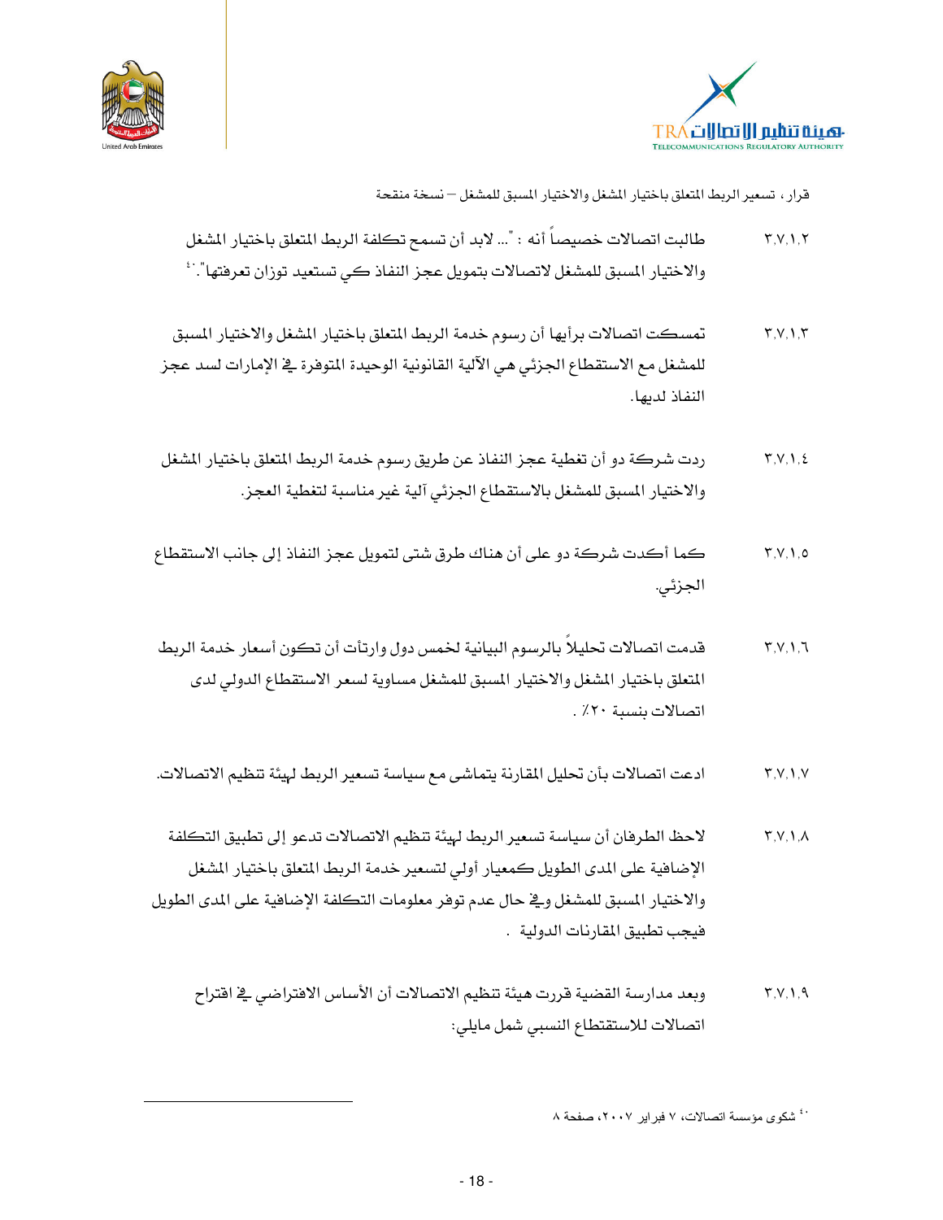٣,٧,١,٢ طالبت اتصالات خصيصاً أنه : "... لابد أن تسمح تكلفة الربط المتعلق باختيار المشغل والاختيار المسبق للمشغل لاتصالات بتمويل عجز النفاذ كي تستعيد توزان تعرفتها".[٤٠]

٣,٧,١,٣ تمسكت اتصالات برأيها أن رسوم خدمة الربط المتعلق باختيار المشغل والاختيار المسبق للمشغل مع الاستقطاع الجزئي هي الآلية القانونية الوحيدة المتوفرة في الإمارات لسد عجز النفاذ لديها.

٣,٧,١,٤ ردت شركة دو أن تغطية عجز النفاذ عن طريق رسوم خدمة الربط المتعلق باختيار المشغل والاختيار المسبق للمشغل بالاستقطاع الجزئي آلية غير مناسبة لتغطية العجز.

٣,٧,١,٥ كما أكدت شركة دو على أن هناك طرق شتى لتمويل عجز النفاذ إلى جانب الاستقطاع الجزئي.

٣,٧,١,٦ قدمت اتصالات تحليلاً بالرسوم البيانية لخمس دول وارتأت أن تكون أسعار خدمة الربط المتعلق باختيار المشغل والاختيار المسبق للمشغل مساوية لسعر الاستقطاع الدولي لدى اتصالات بنسبة ٢٠٪ .

٣,٧,١,٧ ادعت اتصالات بأن تحليل المقارنة يتماشى مع سياسة تسعير الربط لهيئة تنظيم الاتصالات.

٣,٧,١,٨ لاحظ الطرفان أن سياسة تسعير الربط لهيئة تنظيم الاتصالات تدعو إلى تطبيق التكلفة الإضافية على المدى الطويل كمعيار أولي لتسعير خدمة الربط المتعلق باختيار المشغل والاختيار المسبق للمشغل وفي حال عدم توفر معلومات التكلفة الإضافية على المدى الطويل فيجب تطبيق المقارنات الدولية .

٣,٧,١,٩ وبعد مدارسة القضية قررت هيئة تنظيم الاتصالات أن الأساس الافتراضي في اقتراح اتصالات للاستقطاع النسبي شمل مايلي:

---

[٤٠] شكوى مؤسسة اتصالات، ٧ فبراير ٢٠٠٧، صفحة ٨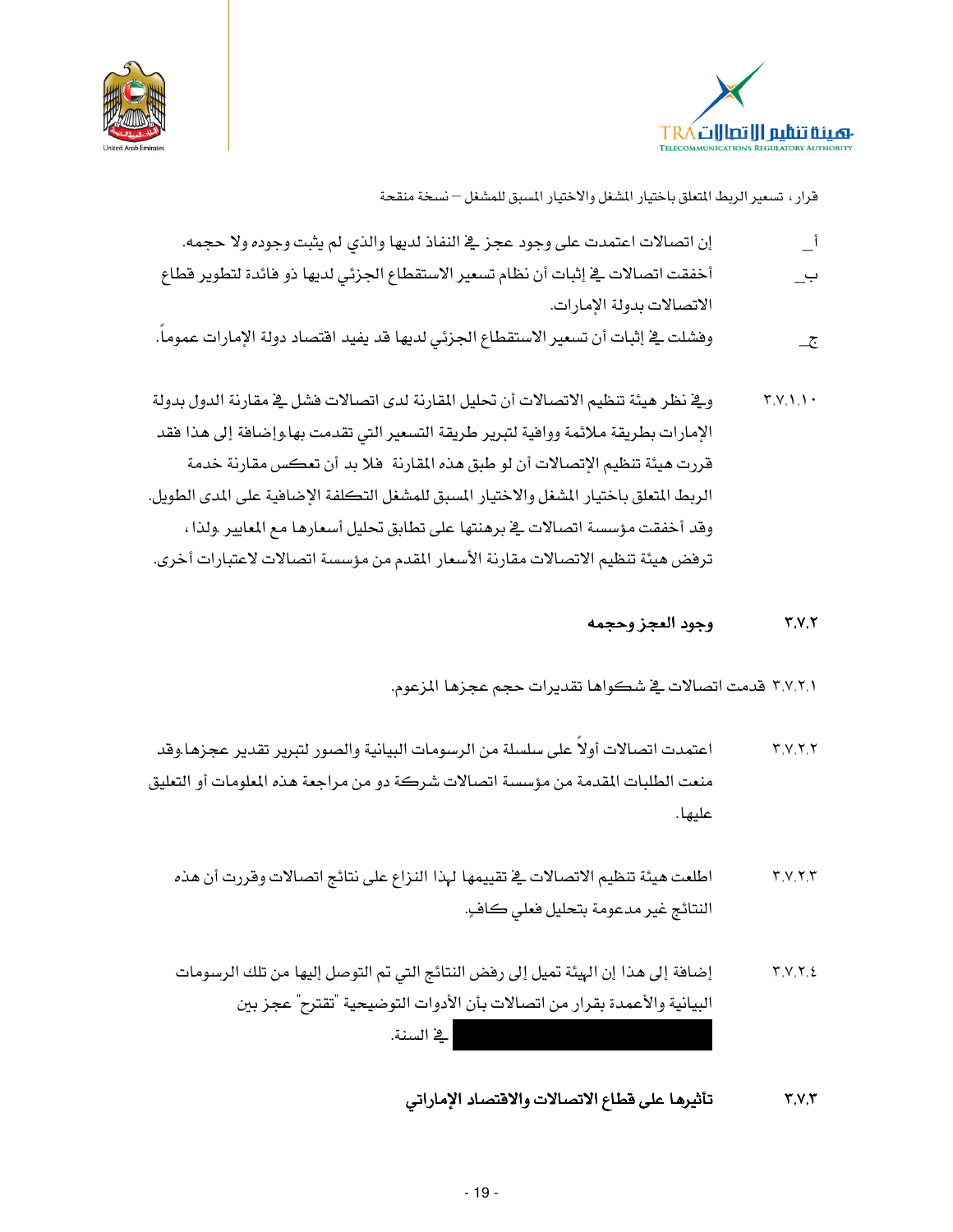أ‌_ إن اتصالات اعتمدت على وجود عجز في النفاذ لديها والذي لم يثبت وجوده ولا حجمه.

ب‌_ أخفقت اتصالات في إثبات أن نظام تسعير الاستقطاع الجزئي لديها ذو فائدة لتطوير قطاع الاتصالات بدولة الإمارات.

ج‌_ وفشلت في إثبات أن تسعير الاستقطاع الجزئي لديها قد يفيد اقتصاد دولة الإمارات عموماً.

٣،٧،١،١٠ وفي نظر هيئة تنظيم الاتصالات أن تحليل المقارنة لدى اتصالات فشل في مقارنة الدول بدولة الإمارات بطريقة ملائمة ووافية لتبرير طريقة التسعير التي تقدمت بها.وإضافة إلى هذا فقد قررت هيئة تنظيم الإتصالات أن لو طبق هذه المقارنة فلا بد أن تعكس مقارنة خدمة الربط المتعلق باختيار المشغل والاختيار المسبق للمشغل التكلفة الإضافية على المدى الطويل. وقد أخفقت مؤسسة اتصالات في برهنتها على تطابق تحليل أسعارها مع المعايير .ولذا، ترفض هيئة تنظيم الاتصالات مقارنة الأسعار المقدم من مؤسسة اتصالات لاعتبارات أخرى.

### ٣،٧،٢ وجود العجز وحجمه

٣،٧،٢،١ قدمت اتصالات في شكواها تقديرات حجم عجزها المزعوم.

٣،٧،٢،٢ اعتمدت اتصالات أولاً على سلسلة من الرسومات البيانية والصور لتبرير تقدير عجزها.وقد منعت الطلبات المقدمة من مؤسسة اتصالات شركة دو من مراجعة هذه المعلومات أو التعليق عليها.

٣،٧،٢،٣ اطلعت هيئة تنظيم الاتصالات في تقييمها لهذا النزاع على نتائج اتصالات وقررت أن هذه النتائج غير مدعومة بتحليل فعلي كافٍ.

٣،٧،٢،٤ إضافة إلى هذا إن الهيئة تميل إلى رفض النتائج التي تم التوصل إليها من تلك الرسومات البيانية والأعمدة بقرار من اتصالات بأن الأدوات التوضيحية "تقترح" عجز بين [محجوب] في السنة.

### ٣،٧،٣ تأثيرها على قطاع الاتصالات والاقتصاد الإماراتي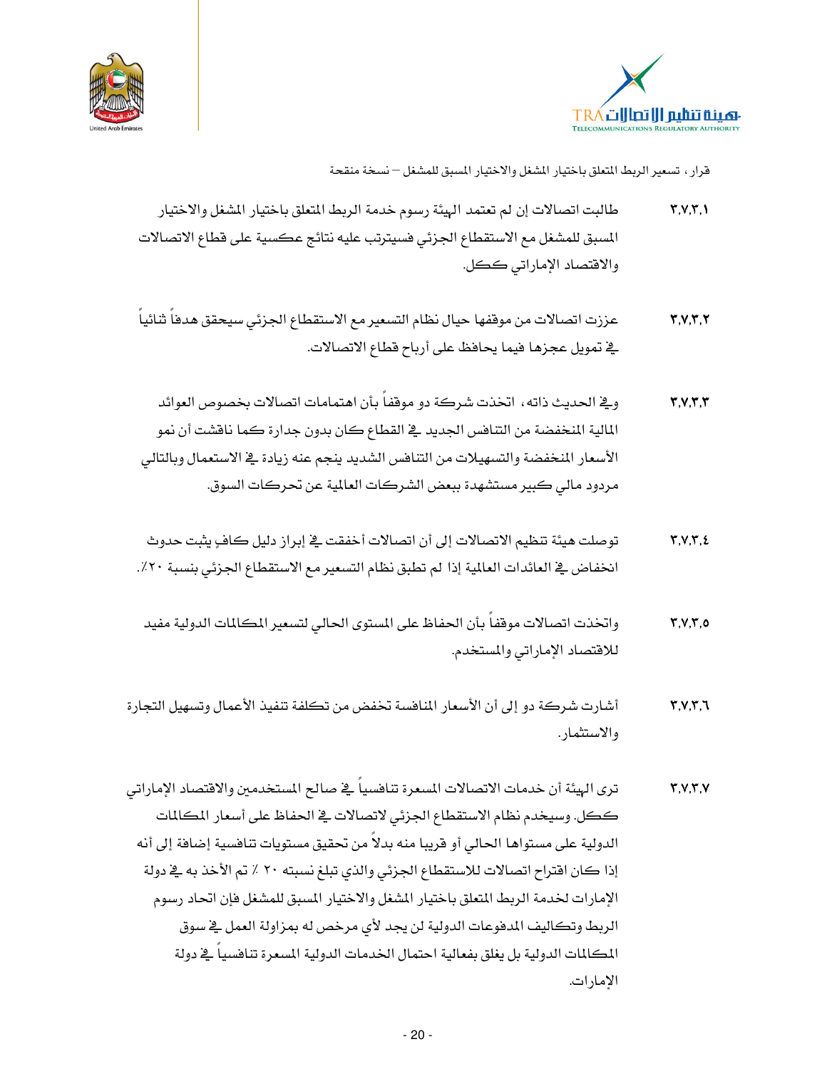٣,٧,٣,١ طالبت اتصالات إن لم تعتمد الهيئة رسوم خدمة الربط المتعلق باختيار المشغل والاختيار المسبق للمشغل مع الاستقطاع الجزئي فسيترتب عليه نتائج عكسية على قطاع الاتصالات والاقتصاد الإماراتي ككل.

٣,٧,٣,٢ عززت اتصالات من موقفها حيال نظام التسعير مع الاستقطاع الجزئي سيحقق هدفاً ثنائياً في تمويل عجزها فيما يحافظ على أرباح قطاع الاتصالات.

٣,٧,٣,٣ وفي الحديث ذاته، اتخذت شركة دو موقفاً بأن اهتمامات اتصالات بخصوص العوائد المالية المنخفضة من التنافس الجديد في القطاع كان بدون جدارة كما ناقشت أن نمو الأسعار المنخفضة والتسهيلات من التنافس الشديد ينجم عنه زيادة في الاستعمال وبالتالي مردود مالي كبير مستشهدة ببعض الشركات العالمية عن تحركات السوق.

٣,٧,٣,٤ توصلت هيئة تنظيم الاتصالات إلى أن اتصالات أخفقت في إبراز دليل كافٍ يثبت حدوث انخفاض في العائدات العالمية إذا لم تطبق نظام التسعير مع الاستقطاع الجزئي بنسبة ٢٠٪.

٣,٧,٣,٥ واتخذت اتصالات موقفاً بأن الحفاظ على المستوى الحالي لتسعير المكالمات الدولية مفيد للاقتصاد الإماراتي والمستخدم.

٣,٧,٣,٦ أشارت شركة دو إلى أن الأسعار المنافسة تخفض من تكلفة تنفيذ الأعمال وتسهيل التجارة والاستثمار.

٣,٧,٣,٧ ترى الهيئة أن خدمات الاتصالات المسعرة تنافسياً في صالح المستخدمين والاقتصاد الإماراتي ككل. وسيخدم نظام الاستقطاع الجزئي لاتصالات في الحفاظ على أسعار المكالمات الدولية على مستواها الحالي أو قريبا منه بدلاً من تحقيق مستويات تنافسية إضافة إلى أنه إذا كان اقتراح اتصالات للاستقطاع الجزئي والذي تبلغ نسبته ٢٠ ٪ تم الأخذ به في دولة الإمارات لخدمة الربط المتعلق باختيار المشغل والاختيار المسبق للمشغل فإن اتحاد رسوم الربط وتكاليف المدفوعات الدولية لن يجد لأي مرخص له بمزاولة العمل في سوق المكالمات الدولية بل يغلق بفعالية احتمال الخدمات الدولية المسعرة تنافسياً في دولة الإمارات.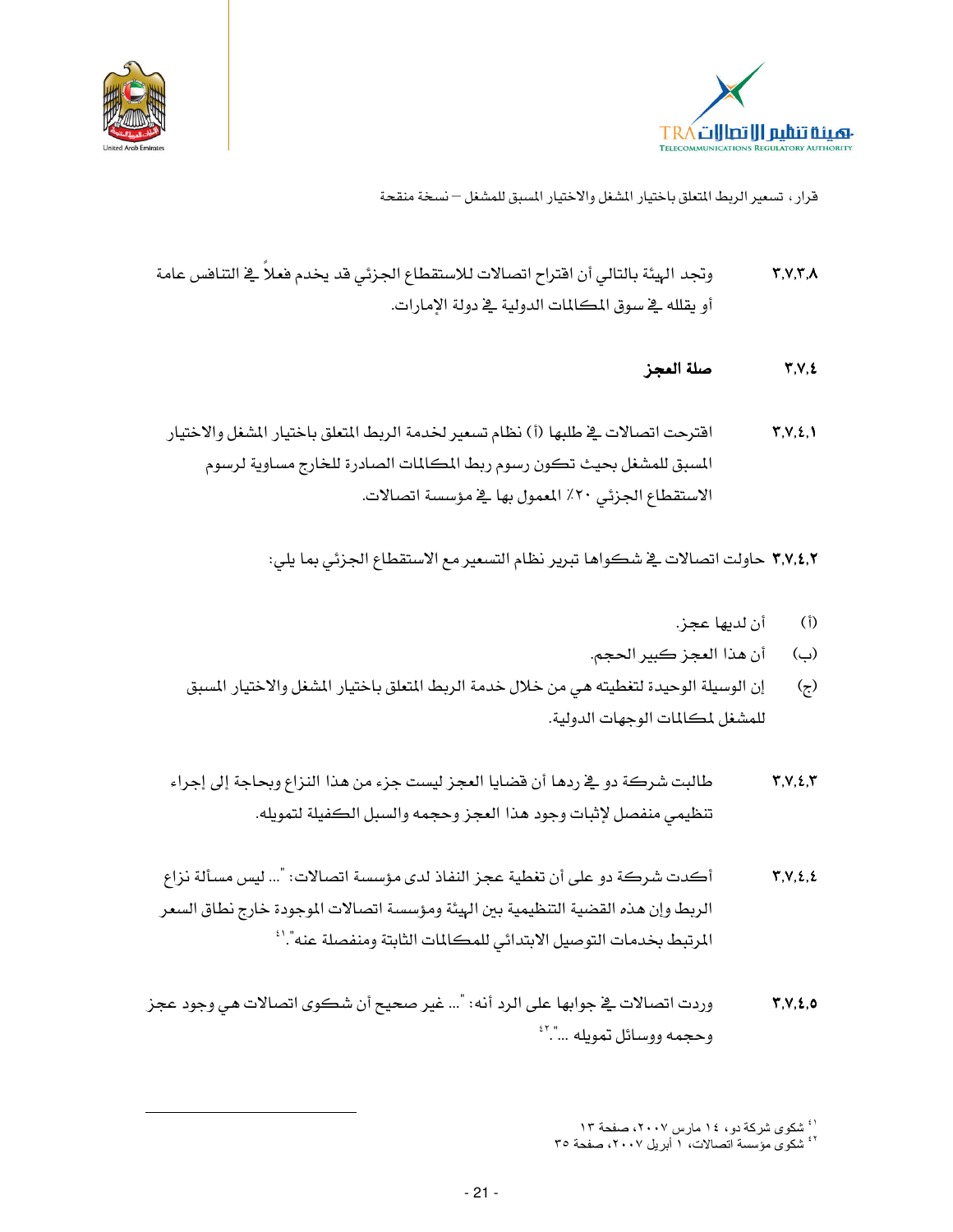٣,٧,٣,٨ وتجد الهيئة بالتالي أن اقتراح اتصالات للاستقطاع الجزئي قد يخدم فعلاً في التنافس عامة أو يقلله في سوق المكالمات الدولية في دولة الإمارات.

### ٣,٧,٤ صلة العجز

٣,٧,٤,١ اقترحت اتصالات في طلبها (أ) نظام تسعير لخدمة الربط المتعلق باختيار المشغل والاختيار المسبق للمشغل بحيث تكون رسوم ربط المكالمات الصادرة للخارج مساوية لرسوم الاستقطاع الجزئي ٢٠٪ المعمول بها في مؤسسة اتصالات.

٣,٧,٤,٢ حاولت اتصالات في شكواها تبرير نظام التسعير مع الاستقطاع الجزئي بما يلي:

(أ) أن لديها عجز.

(ب) أن هذا العجز كبير الحجم.

(ج) إن الوسيلة الوحيدة لتغطيته هي من خلال خدمة الربط المتعلق باختيار المشغل والاختيار المسبق للمشغل لمكالمات الوجهات الدولية.

٣,٧,٤,٣ طالبت شركة دو في ردها أن قضايا العجز ليست جزء من هذا النزاع وبحاجة إلى إجراء تنظيمي منفصل لإثبات وجود هذا العجز وحجمه والسبل الكفيلة لتمويله.

٣,٧,٤,٤ أكدت شركة دو على أن تغطية عجز النفاذ لدى مؤسسة اتصالات: "... ليس مسألة نزاع الربط وإن هذه القضية التنظيمية بين الهيئة ومؤسسة اتصالات الموجودة خارج نطاق السعر المرتبط بخدمات التوصيل الابتدائي للمكالمات الثابتة ومنفصلة عنه."[٤١]

٣,٧,٤,٥ وردت اتصالات في جوابها على الرد أنه: "... غير صحيح أن شكوى اتصالات هي وجود عجز وحجمه ووسائل تمويله ..."[٤٢]

---

[٤١] شكوى شركة دو، ١٤ مارس ٢٠٠٧، صفحة ١٣

[٤٢] شكوى مؤسسة اتصالات، ١ أبريل ٢٠٠٧، صفحة ٣٥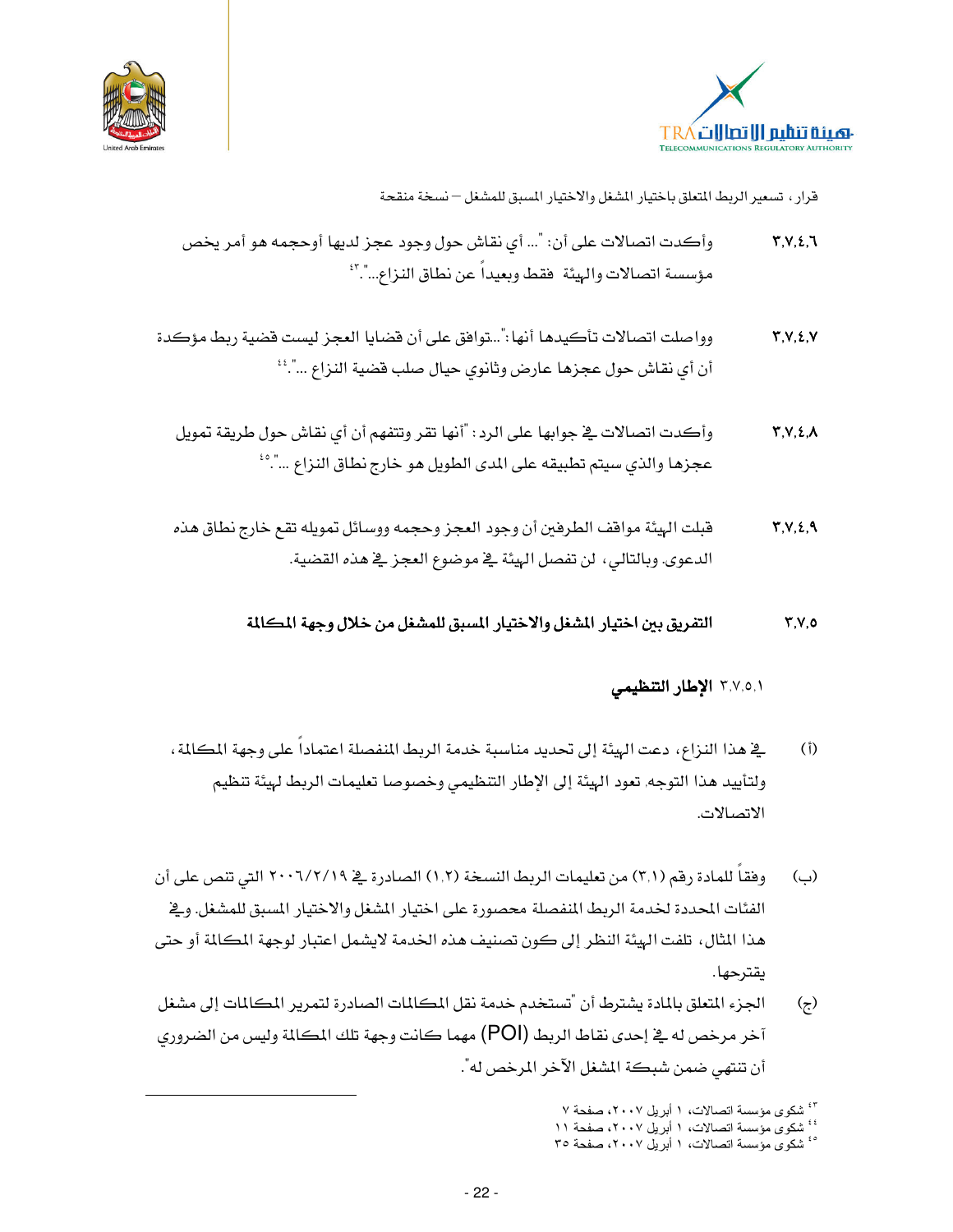٣,٧,٤,٦ وأكدت اتصالات على أن: "... أي نقاش حول وجود عجز لديها أوحجمه هو أمر يخص مؤسسة اتصالات والهيئة فقط وبعيداً عن نطاق النزاع..."[٤٣]

٣,٧,٤,٧ وواصلت اتصالات تأكيدها أنها:"...توافق على أن قضايا العجز ليست قضية ربط مؤكدة أن أي نقاش حول عجزها عارض وثانوي حيال صلب قضية النزاع ..."[٤٤]

٣,٧,٤,٨ وأكدت اتصالات في جوابها على الرد: "أنها تقر وتتفهم أن أي نقاش حول طريقة تمويل عجزها والذي سيتم تطبيقه على المدى الطويل هو خارج نطاق النزاع ..."[٤٥]

٣,٧,٤,٩ قبلت الهيئة مواقف الطرفين أن وجود العجز وحجمه ووسائل تمويله تقع خارج نطاق هذه الدعوى. وبالتالي، لن تفصل الهيئة في موضوع العجز في هذه القضية.

### ٣,٧,٥ التفريق بين اختيار المشغل والاختيار المسبق للمشغل من خلال وجهة المكالمة

#### ٣,٧,٥,١ الإطار التنظيمي

(أ) في هذا النزاع، دعت الهيئة إلى تحديد مناسبة خدمة الربط المنفصلة اعتماداً على وجهة المكالمة، ولتأييد هذا التوجه, تعود الهيئة إلى الإطار التنظيمي وخصوصا تعليمات الربط لهيئة تنظيم الاتصالات.

(ب) وفقاً للمادة رقم (٣,١) من تعليمات الربط النسخة (١,٢) الصادرة في ٢٠٠٦/٢/١٩ التي تنص على أن الفئات المحددة لخدمة الربط المنفصلة محصورة على اختيار المشغل والاختيار المسبق للمشغل. وفي هذا المثال، تلفت الهيئة النظر إلى كون تصنيف هذه الخدمة لايشمل اعتبار لوجهة المكالمة أو حتى يقترحها.

(ج) الجزء المتعلق بالمادة يشترط أن "تستخدم خدمة نقل المكالمات الصادرة لتمرير المكالمات إلى مشغل آخر مرخص له في إحدى نقاط الربط (POI) مهما كانت وجهة تلك المكالمة وليس من الضروري أن تنتهي ضمن شبكة المشغل الآخر المرخص له".

---

[٤٣] شكوى مؤسسة اتصالات، ١ أبريل ٢٠٠٧، صفحة ٧

[٤٤] شكوى مؤسسة اتصالات، ١ أبريل ٢٠٠٧، صفحة ١١

[٤٥] شكوى مؤسسة اتصالات، ١ أبريل ٢٠٠٧، صفحة ٣٥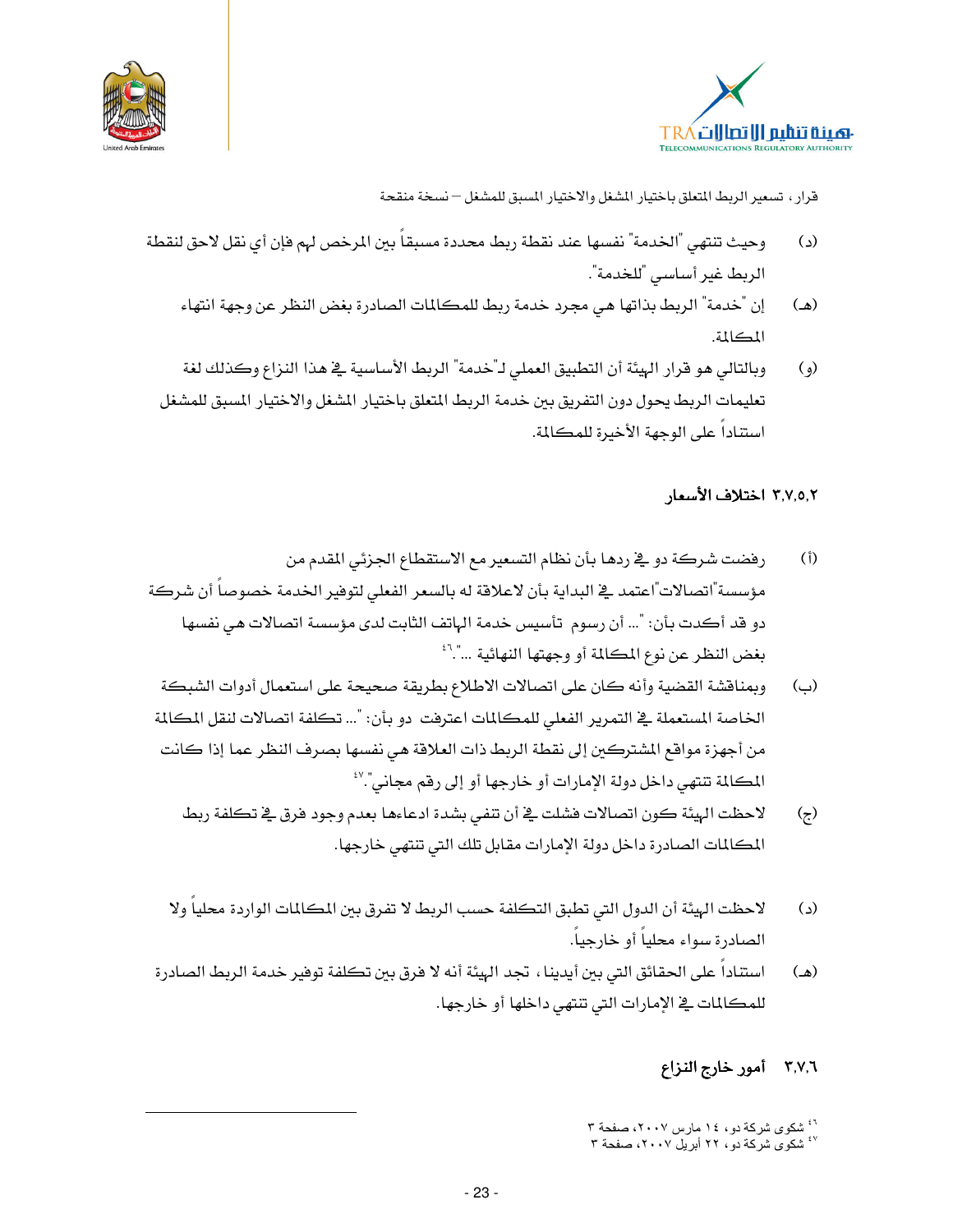(د) وحيث تنتهي "الخدمة" نفسها عند نقطة ربط محددة مسبقاً بين المرخص لهم فإن أي نقل لاحق لنقطة الربط غير أساسي "للخدمة".

(هـ) إن "خدمة" الربط بذاتها هي مجرد خدمة ربط للمكالمات الصادرة بغض النظر عن وجهة انتهاء المكالمة.

(و) وبالتالي هو قرار الهيئة أن التطبيق العملي لـ"خدمة" الربط الأساسية في هذا النزاع وكذلك لغة تعليمات الربط يحول دون التفريق بين خدمة الربط المتعلق باختيار المشغل والاختيار المسبق للمشغل استناداً على الوجهة الأخيرة للمكالمة.

#### ٣,٧,٥,٢ اختلاف الأسعار

(أ) رفضت شركة دو في ردها بأن نظام التسعير مع الاستقطاع الجزئي المقدم من مؤسسة"اتصالات"اعتمد في البداية بأن لاعلاقة له بالسعر الفعلي لتوفير الخدمة خصوصاً أن شركة دو قد أكدت بأن: "... أن رسوم تأسيس خدمة الهاتف الثابت لدى مؤسسة اتصالات هي نفسها بغض النظر عن نوع المكالمة أو وجهتها النهائية ..."[٤٦]

(ب) وبمناقشة القضية وأنه كان على اتصالات الاطلاع بطريقة صحيحة على استعمال أدوات الشبكة الخاصة المستعملة في التمرير الفعلي للمكالمات اعترفت دو بأن: "... تكلفة اتصالات لنقل المكالمة من أجهزة مواقع المشتركين إلى نقطة الربط ذات العلاقة هي نفسها بصرف النظر عما إذا كانت المكالمة تنتهي داخل دولة الإمارات أو خارجها أو إلى رقم مجاني."[٤٧]

(ج) لاحظت الهيئة كون اتصالات فشلت في أن تفي بشدة ادعاءها بعدم وجود فرق في تكلفة ربط المكالمات الصادرة داخل دولة الإمارات مقابل تلك التي تنتهي خارجها.

(د) لاحظت الهيئة أن الدول التي تطبق التكلفة حسب الربط لا تفرق بين المكالمات الواردة محلياً ولا الصادرة سواء محلياً أو خارجياً.

(هـ) استناداً على الحقائق التي بين أيدينا، تجد الهيئة أنه لا فرق بين تكلفة توفير خدمة الربط الصادرة للمكالمات في الإمارات التي تنتهي داخلها أو خارجها.

### ٣,٧,٦ أمور خارج النزاع

---

[٤٦] شكوى شركة دو، ١٤ مارس ٢٠٠٧، صفحة ٣

[٤٧] شكوى شركة دو، ٢٢ أبريل ٢٠٠٧، صفحة ٣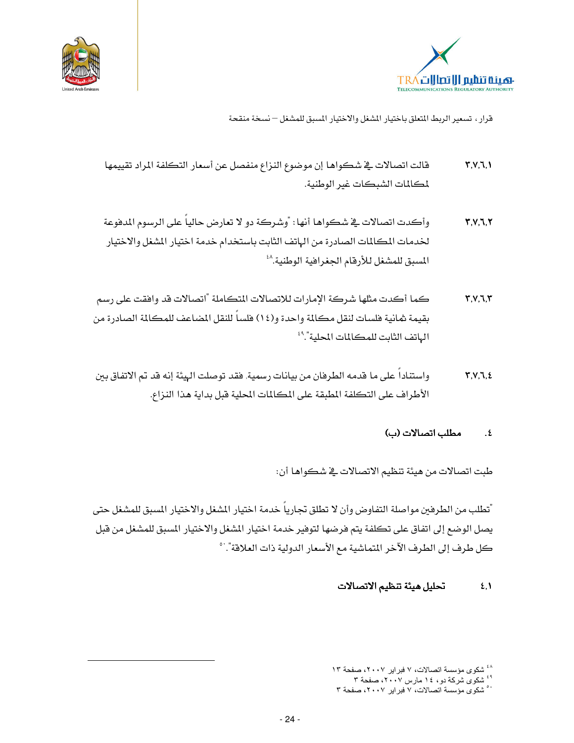٣,٧,٦,١ قالت اتصالات في شكواها إن موضوع النزاع منفصل عن أسعار التكلفة المراد تقييمها لمكالمات الشبكات غير الوطنية.

٣,٧,٦,٢ وأكدت اتصالات في شكواها أنها: "وشركة دو لا تعارض حالياً على الرسوم المدفوعة لخدمات المكالمات الصادرة من الهاتف الثابت باستخدام خدمة اختيار المشغل والاختيار المسبق للمشغل للأرقام الجغرافية الوطنية."[٤٨]

٣,٧,٦,٣ كما أكدت مثلها شركة الإمارات للاتصالات المتكاملة "اتصالات قد وافقت على رسم بقيمة ثمانية فلسات لنقل مكالمة واحدة و(١٤) فلساً للنقل المضاعف للمكالمة الصادرة من الهاتف الثابت للمكالمات المحلية".[٤٩]

٣,٧,٦,٤ واستناداً على ما قدمه الطرفان من بيانات رسمية، فقد توصلت الهيئة إنه قد تم الاتفاق بين الأطراف على التكلفة المطبقة على المكالمات المحلية قبل بداية هذا النزاع.

## ٤. مطلب اتصالات (ب)

طبت اتصالات من هيئة تنظيم الاتصالات في شكواها أن:

"تطلب من الطرفين مواصلة التفاوض وأن لا تطلق تجارياً خدمة اختيار المشغل والاختيار المسبق للمشغل حتى يصل الوضع إلى اتفاق على تكلفة يتم فرضها لتوفير خدمة اختيار المشغل والاختيار المسبق للمشغل من قبل كل طرف إلى الطرف الآخر المتماشية مع الأسعار الدولية ذات العلاقة".[٥٠]

### ٤,١ تحليل هيئة تنظيم الاتصالات

---

[٤٨] شكوى مؤسسة اتصالات، ٧ فبراير ٢٠٠٧، صفحة ١٣

[٤٩] شكوى شركة دو، ١٤ مارس ٢٠٠٧، صفحة ٣

[٥٠] شكوى مؤسسة اتصالات، ٧ فبراير ٢٠٠٧، صفحة ٣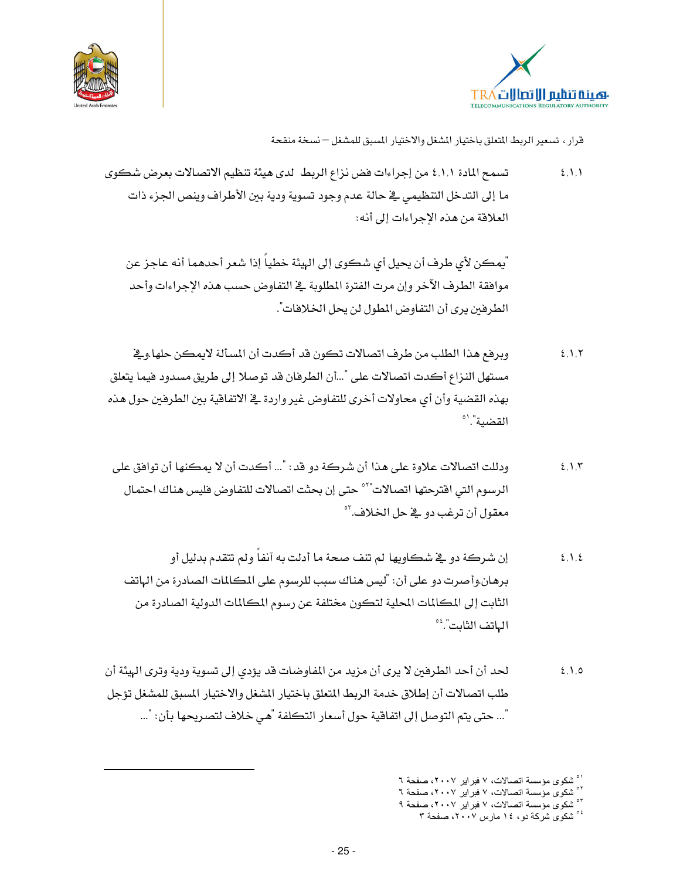٤,١,١ تسمح المادة ٤,١,١ من إجراءات فض نزاع الربط لدى هيئة تنظيم الاتصالات بعرض شكوى ما إلى التدخل التنظيمي في حالة عدم وجود تسوية ودية بين الأطراف وينص الجزء ذات العلاقة من هذه الإجراءات إلى أنه:

"يمكن لأي طرف أن يحيل أي شكوى إلى الهيئة خطياً إذا شعر أحدهما أنه عاجز عن موافقة الطرف الآخر وإن مرت الفترة المطلوبة في التفاوض حسب هذه الإجراءات وأحد الطرفين يرى أن التفاوض المطول لن يحل الخلافات".

٤,١,٢ وبرفع هذا الطلب من طرف اتصالات تكون قد أكدت أن المسألة لايمكن حلها.وفي مستهل النزاع أكدت اتصالات على "...أن الطرفان قد توصلا إلى طريق مسدود فيما يتعلق بهذه القضية وأن أي محاولات أخرى للتفاوض غير واردة في الاتفاقية بين الطرفين حول هذه القضية".[٥١]

٤,١,٣ ودللت اتصالات علاوة على هذا أن شركة دو قد: "... أكدت أن لا يمكنها أن توافق على الرسوم التي اقترحتها اتصالات"[٥٢] حتى إن بحثت اتصالات للتفاوض فليس هناك احتمال معقول أن ترغب دو في حل الخلاف.[٥٣]

٤,١,٤ إن شركة دو في شكاويها لم تنف صحة ما أدلت به آنفاً ولم تتقدم بدليل أو برهان.وأصرت دو على أن: "ليس هناك سبب للرسوم على المكالمات الصادرة من الهاتف الثابت إلى المكالمات المحلية لتكون مختلفة عن رسوم المكالمات الدولية الصادرة من الهاتف الثابت".[٥٤]

٤,١,٥ لحد أن أحد الطرفين لا يرى أن مزيد من المفاوضات قد يؤدي إلى تسوية ودية وترى الهيئة أن طلب اتصالات أن إطلاق خدمة الربط المتعلق باختيار المشغل والاختيار المسبق للمشغل تؤجل "... حتى يتم التوصل إلى اتفاقية حول أسعار التكلفة "هي خلاف لتصريحها بأن: "...

---

[٥١] شكوى مؤسسة اتصالات، ٧ فبراير ٢٠٠٧، صفحة ٦

[٥٢] شكوى مؤسسة اتصالات، ٧ فبراير ٢٠٠٧، صفحة ٦

[٥٣] شكوى مؤسسة اتصالات، ٧ فبراير ٢٠٠٧، صفحة ٩

[٥٤] شكوى شركة دو، ١٤ مارس ٢٠٠٧، صفحة ٣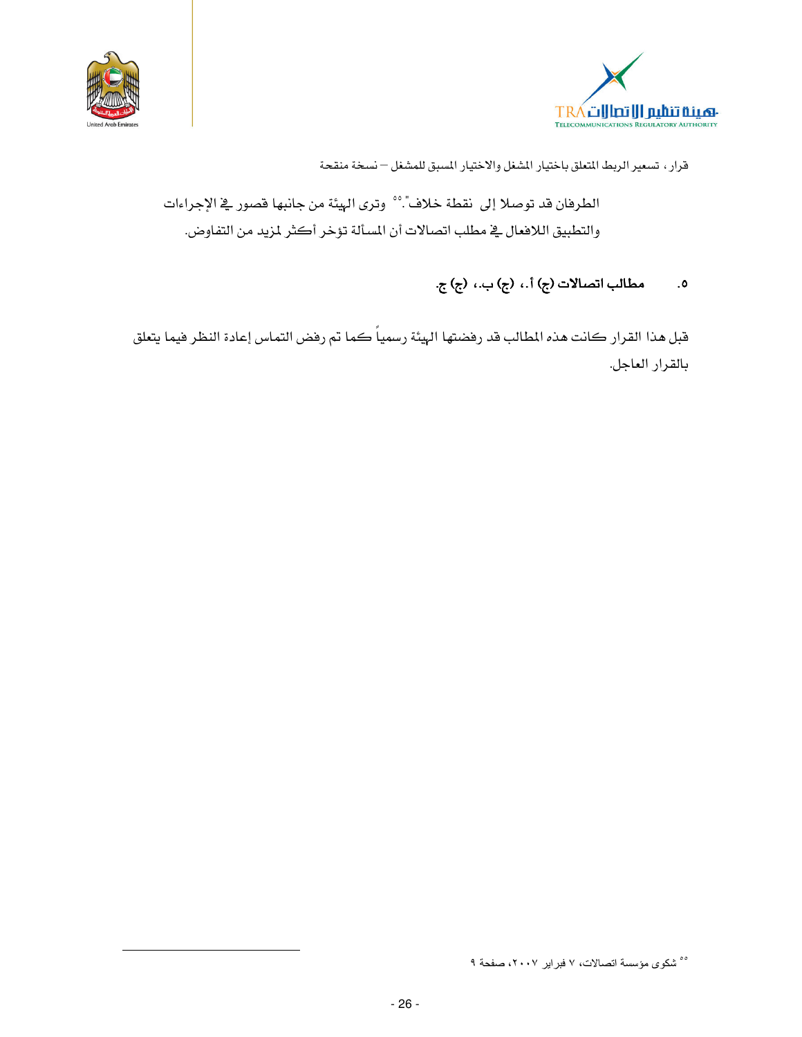الطرفان قد توصلا إلى نقطة خلاف".[55] وترى الهيئة من جانبها قصور في الإجراءات والتطبيق اللافعال في مطلب اتصالات أن المسألة تؤخر أكثر لمزيد من التفاوض.

## ٥. مطالب اتصالات (ج) أ.، (ج) ب.، (ج) ج.

قبل هذا القرار كانت هذه المطالب قد رفضتها الهيئة رسمياً كما تم رفض التماس إعادة النظر فيما يتعلق بالقرار العاجل.

---

[55] شكوى مؤسسة اتصالات، ٧ فبراير ٢٠٠٧، صفحة ٩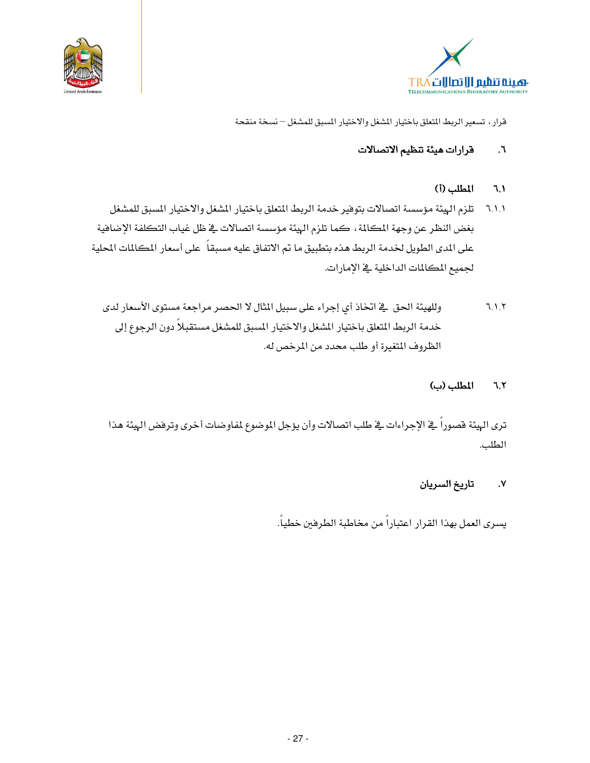## ٦. قرارات هيئة تنظيم الاتصالات

### ٦،١ المطلب (أ)

٦،١،١ تلزم الهيئة مؤسسة اتصالات بتوفير خدمة الربط المتعلق باختيار المشغل والاختيار المسبق للمشغل بغض النظر عن وجهة المكالمة، كما تلزم الهيئة مؤسسة اتصالات في ظل غياب التكلفة الإضافية على المدى الطويل لخدمة الربط هذه بتطبيق ما تم الاتفاق عليه مسبقاً على أسعار المكالمات المحلية لجميع المكالمات الداخلية في الإمارات.

٦،١،٢ وللهيئة الحق في اتخاذ أي إجراء على سبيل المثال لا الحصر مراجعة مستوى الأسعار لدى خدمة الربط المتعلق باختيار المشغل والاختيار المسبق للمشغل مستقبلاً دون الرجوع إلى الظروف المتغيرة أو طلب محدد من المرخص له.

### ٦،٢ المطلب (ب)

ترى الهيئة قصوراً في الإجراءات في طلب اتصالات وأن يؤجل الموضوع لمفاوضات أخرى وترفض الهيئة هذا الطلب.

## ٧. تاريخ السريان

يسرى العمل بهذا القرار اعتباراً من مخاطبة الطرفين خطياً.